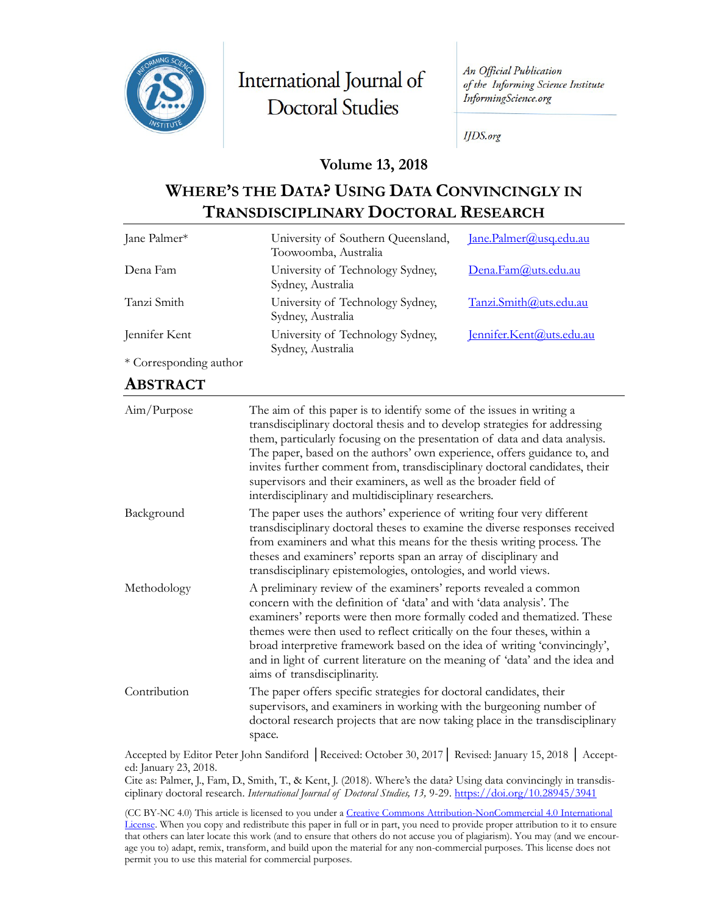International Journal of Doctoral Studies

*An Official Publication of the Informing Science Institute*
*InformingScience.org*

*IJDS.org*

**Volume 13, 2018**

# WHERE'S THE DATA? USING DATA CONVINCINGLY IN TRANSDISCIPLINARY DOCTORAL RESEARCH

| | | |
|---|---|---|
| Jane Palmer* | University of Southern Queensland, Toowoomba, Australia | Jane.Palmer@usq.edu.au |
| Dena Fam | University of Technology Sydney, Sydney, Australia | Dena.Fam@uts.edu.au |
| Tanzi Smith | University of Technology Sydney, Sydney, Australia | Tanzi.Smith@uts.edu.au |
| Jennifer Kent | University of Technology Sydney, Sydney, Australia | Jennifer.Kent@uts.edu.au |

\* Corresponding author

## ABSTRACT

| | |
|---|---|
| Aim/Purpose | The aim of this paper is to identify some of the issues in writing a transdisciplinary doctoral thesis and to develop strategies for addressing them, particularly focusing on the presentation of data and data analysis. The paper, based on the authors' own experience, offers guidance to, and invites further comment from, transdisciplinary doctoral candidates, their supervisors and their examiners, as well as the broader field of interdisciplinary and multidisciplinary researchers. |
| Background | The paper uses the authors' experience of writing four very different transdisciplinary doctoral theses to examine the diverse responses received from examiners and what this means for the thesis writing process. The theses and examiners' reports span an array of disciplinary and transdisciplinary epistemologies, ontologies, and world views. |
| Methodology | A preliminary review of the examiners' reports revealed a common concern with the definition of 'data' and with 'data analysis'. The examiners' reports were then more formally coded and thematized. These themes were then used to reflect critically on the four theses, within a broad interpretive framework based on the idea of writing 'convincingly', and in light of current literature on the meaning of 'data' and the idea and aims of transdisciplinarity. |
| Contribution | The paper offers specific strategies for doctoral candidates, their supervisors, and examiners in working with the burgeoning number of doctoral research projects that are now taking place in the transdisciplinary space. |

Accepted by Editor Peter John Sandiford │Received: October 30, 2017│ Revised: January 15, 2018 │ Accepted: January 23, 2018.

Cite as: Palmer, J., Fam, D., Smith, T., & Kent, J. (2018). Where's the data? Using data convincingly in transdisciplinary doctoral research. *International Journal of Doctoral Studies, 13,* 9-29. https://doi.org/10.28945/3941

(CC BY-NC 4.0) This article is licensed to you under a Creative Commons Attribution-NonCommercial 4.0 International License. When you copy and redistribute this paper in full or in part, you need to provide proper attribution to it to ensure that others can later locate this work (and to ensure that others do not accuse you of plagiarism). You may (and we encourage you to) adapt, remix, transform, and build upon the material for any non-commercial purposes. This license does not permit you to use this material for commercial purposes.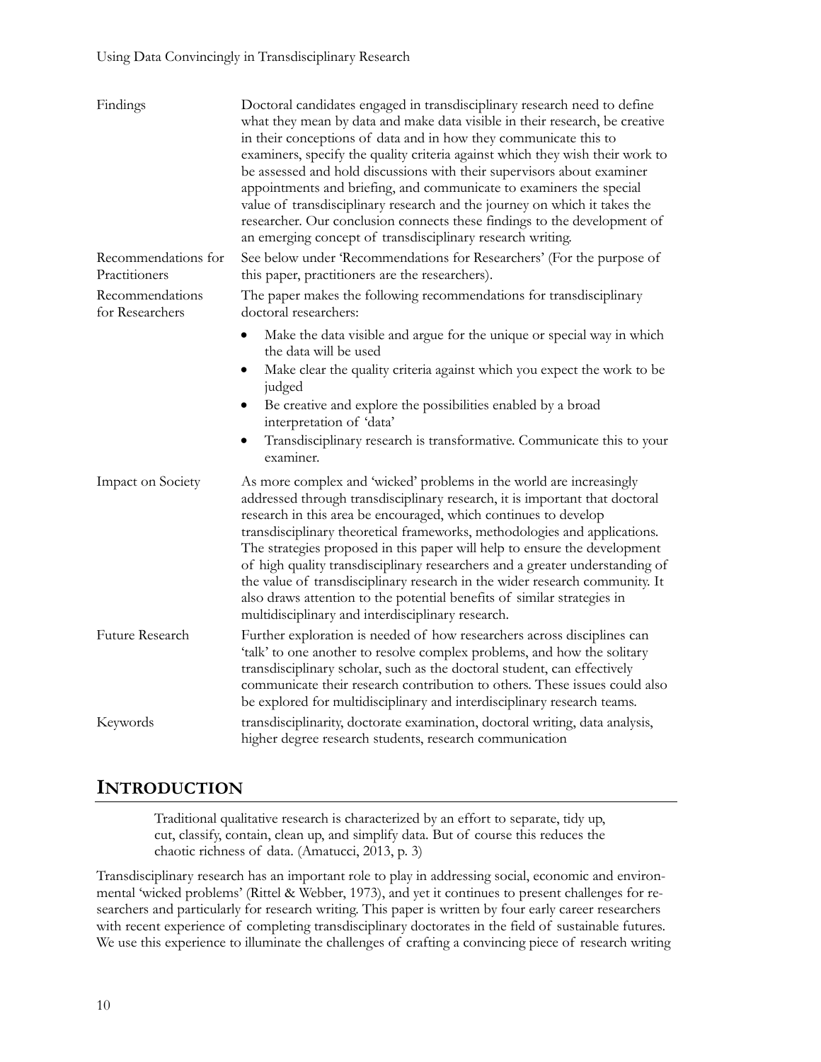| | |
|---|---|
| Findings | Doctoral candidates engaged in transdisciplinary research need to define what they mean by data and make data visible in their research, be creative in their conceptions of data and in how they communicate this to examiners, specify the quality criteria against which they wish their work to be assessed and hold discussions with their supervisors about examiner appointments and briefing, and communicate to examiners the special value of transdisciplinary research and the journey on which it takes the researcher. Our conclusion connects these findings to the development of an emerging concept of transdisciplinary research writing. |
| Recommendations for Practitioners | See below under 'Recommendations for Researchers' (For the purpose of this paper, practitioners are the researchers). |
| Recommendations for Researchers | The paper makes the following recommendations for transdisciplinary doctoral researchers:<br>• Make the data visible and argue for the unique or special way in which the data will be used<br>• Make clear the quality criteria against which you expect the work to be judged<br>• Be creative and explore the possibilities enabled by a broad interpretation of 'data'<br>• Transdisciplinary research is transformative. Communicate this to your examiner. |
| Impact on Society | As more complex and 'wicked' problems in the world are increasingly addressed through transdisciplinary research, it is important that doctoral research in this area be encouraged, which continues to develop transdisciplinary theoretical frameworks, methodologies and applications. The strategies proposed in this paper will help to ensure the development of high quality transdisciplinary researchers and a greater understanding of the value of transdisciplinary research in the wider research community. It also draws attention to the potential benefits of similar strategies in multidisciplinary and interdisciplinary research. |
| Future Research | Further exploration is needed of how researchers across disciplines can 'talk' to one another to resolve complex problems, and how the solitary transdisciplinary scholar, such as the doctoral student, can effectively communicate their research contribution to others. These issues could also be explored for multidisciplinary and interdisciplinary research teams. |
| Keywords | transdisciplinarity, doctorate examination, doctoral writing, data analysis, higher degree research students, research communication |

# INTRODUCTION

> Traditional qualitative research is characterized by an effort to separate, tidy up, cut, classify, contain, clean up, and simplify data. But of course this reduces the chaotic richness of data. (Amatucci, 2013, p. 3)

Transdisciplinary research has an important role to play in addressing social, economic and environmental 'wicked problems' (Rittel & Webber, 1973), and yet it continues to present challenges for researchers and particularly for research writing. This paper is written by four early career researchers with recent experience of completing transdisciplinary doctorates in the field of sustainable futures. We use this experience to illuminate the challenges of crafting a convincing piece of research writing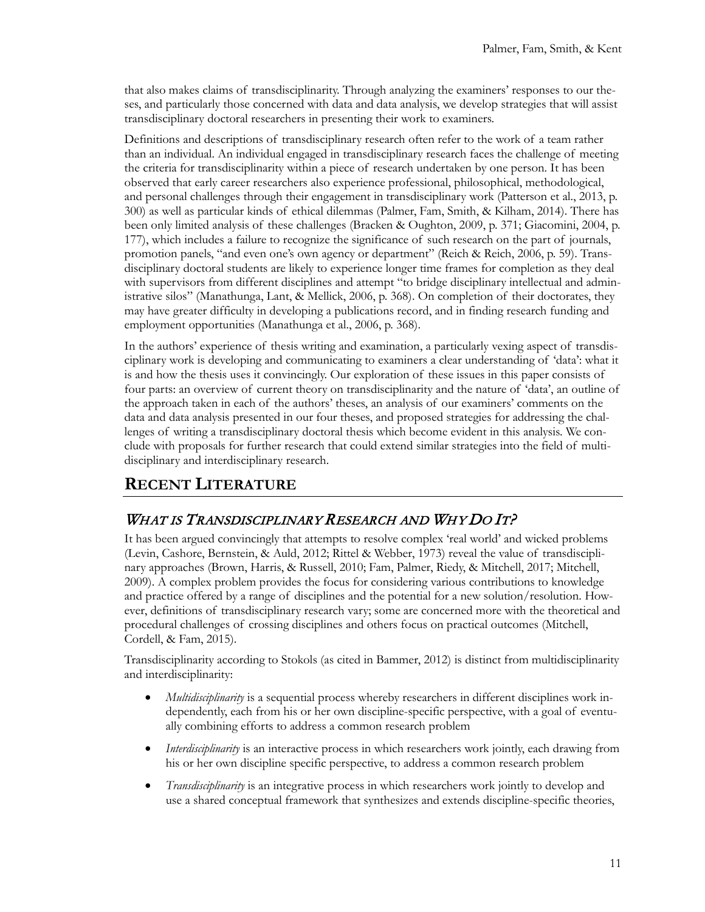that also makes claims of transdisciplinarity. Through analyzing the examiners' responses to our theses, and particularly those concerned with data and data analysis, we develop strategies that will assist transdisciplinary doctoral researchers in presenting their work to examiners.

Definitions and descriptions of transdisciplinary research often refer to the work of a team rather than an individual. An individual engaged in transdisciplinary research faces the challenge of meeting the criteria for transdisciplinarity within a piece of research undertaken by one person. It has been observed that early career researchers also experience professional, philosophical, methodological, and personal challenges through their engagement in transdisciplinary work (Patterson et al., 2013, p. 300) as well as particular kinds of ethical dilemmas (Palmer, Fam, Smith, & Kilham, 2014). There has been only limited analysis of these challenges (Bracken & Oughton, 2009, p. 371; Giacomini, 2004, p. 177), which includes a failure to recognize the significance of such research on the part of journals, promotion panels, "and even one's own agency or department" (Reich & Reich, 2006, p. 59). Transdisciplinary doctoral students are likely to experience longer time frames for completion as they deal with supervisors from different disciplines and attempt "to bridge disciplinary intellectual and administrative silos" (Manathunga, Lant, & Mellick, 2006, p. 368). On completion of their doctorates, they may have greater difficulty in developing a publications record, and in finding research funding and employment opportunities (Manathunga et al., 2006, p. 368).

In the authors' experience of thesis writing and examination, a particularly vexing aspect of transdisciplinary work is developing and communicating to examiners a clear understanding of 'data': what it is and how the thesis uses it convincingly. Our exploration of these issues in this paper consists of four parts: an overview of current theory on transdisciplinarity and the nature of 'data', an outline of the approach taken in each of the authors' theses, an analysis of our examiners' comments on the data and data analysis presented in our four theses, and proposed strategies for addressing the challenges of writing a transdisciplinary doctoral thesis which become evident in this analysis. We conclude with proposals for further research that could extend similar strategies into the field of multidisciplinary and interdisciplinary research.

## RECENT LITERATURE

### *WHAT IS TRANSDISCIPLINARY RESEARCH AND WHY DO IT?*

It has been argued convincingly that attempts to resolve complex 'real world' and wicked problems (Levin, Cashore, Bernstein, & Auld, 2012; Rittel & Webber, 1973) reveal the value of transdisciplinary approaches (Brown, Harris, & Russell, 2010; Fam, Palmer, Riedy, & Mitchell, 2017; Mitchell, 2009). A complex problem provides the focus for considering various contributions to knowledge and practice offered by a range of disciplines and the potential for a new solution/resolution. However, definitions of transdisciplinary research vary; some are concerned more with the theoretical and procedural challenges of crossing disciplines and others focus on practical outcomes (Mitchell, Cordell, & Fam, 2015).

Transdisciplinarity according to Stokols (as cited in Bammer, 2012) is distinct from multidisciplinarity and interdisciplinarity:

- *Multidisciplinarity* is a sequential process whereby researchers in different disciplines work independently, each from his or her own discipline-specific perspective, with a goal of eventually combining efforts to address a common research problem
- *Interdisciplinarity* is an interactive process in which researchers work jointly, each drawing from his or her own discipline specific perspective, to address a common research problem
- *Transdisciplinarity* is an integrative process in which researchers work jointly to develop and use a shared conceptual framework that synthesizes and extends discipline-specific theories,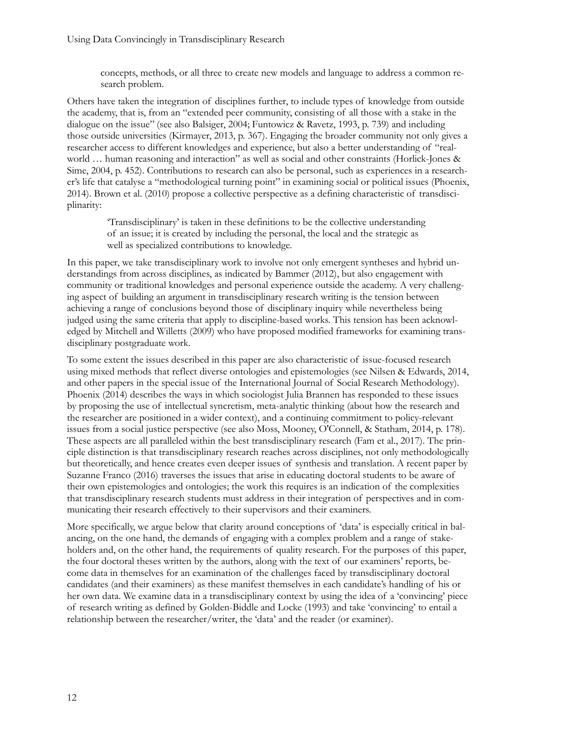concepts, methods, or all three to create new models and language to address a common research problem.

Others have taken the integration of disciplines further, to include types of knowledge from outside the academy, that is, from an "extended peer community, consisting of all those with a stake in the dialogue on the issue" (see also Balsiger, 2004; Funtowicz & Ravetz, 1993, p. 739) and including those outside universities (Kirmayer, 2013, p. 367). Engaging the broader community not only gives a researcher access to different knowledges and experience, but also a better understanding of "real-world … human reasoning and interaction" as well as social and other constraints (Horlick-Jones & Sime, 2004, p. 452). Contributions to research can also be personal, such as experiences in a researcher's life that catalyse a "methodological turning point" in examining social or political issues (Phoenix, 2014). Brown et al. (2010) propose a collective perspective as a defining characteristic of transdisciplinarity:

> 'Transdisciplinary' is taken in these definitions to be the collective understanding of an issue; it is created by including the personal, the local and the strategic as well as specialized contributions to knowledge.

In this paper, we take transdisciplinary work to involve not only emergent syntheses and hybrid understandings from across disciplines, as indicated by Bammer (2012), but also engagement with community or traditional knowledges and personal experience outside the academy. A very challenging aspect of building an argument in transdisciplinary research writing is the tension between achieving a range of conclusions beyond those of disciplinary inquiry while nevertheless being judged using the same criteria that apply to discipline-based works. This tension has been acknowledged by Mitchell and Willetts (2009) who have proposed modified frameworks for examining transdisciplinary postgraduate work.

To some extent the issues described in this paper are also characteristic of issue-focused research using mixed methods that reflect diverse ontologies and epistemologies (see Nilsen & Edwards, 2014, and other papers in the special issue of the International Journal of Social Research Methodology). Phoenix (2014) describes the ways in which sociologist Julia Brannen has responded to these issues by proposing the use of intellectual syncretism, meta-analytic thinking (about how the research and the researcher are positioned in a wider context), and a continuing commitment to policy-relevant issues from a social justice perspective (see also Moss, Mooney, O'Connell, & Statham, 2014, p. 178). These aspects are all paralleled within the best transdisciplinary research (Fam et al., 2017). The principle distinction is that transdisciplinary research reaches across disciplines, not only methodologically but theoretically, and hence creates even deeper issues of synthesis and translation. A recent paper by Suzanne Franco (2016) traverses the issues that arise in educating doctoral students to be aware of their own epistemologies and ontologies; the work this requires is an indication of the complexities that transdisciplinary research students must address in their integration of perspectives and in communicating their research effectively to their supervisors and their examiners.

More specifically, we argue below that clarity around conceptions of 'data' is especially critical in balancing, on the one hand, the demands of engaging with a complex problem and a range of stakeholders and, on the other hand, the requirements of quality research. For the purposes of this paper, the four doctoral theses written by the authors, along with the text of our examiners' reports, become data in themselves for an examination of the challenges faced by transdisciplinary doctoral candidates (and their examiners) as these manifest themselves in each candidate's handling of his or her own data. We examine data in a transdisciplinary context by using the idea of a 'convincing' piece of research writing as defined by Golden-Biddle and Locke (1993) and take 'convincing' to entail a relationship between the researcher/writer, the 'data' and the reader (or examiner).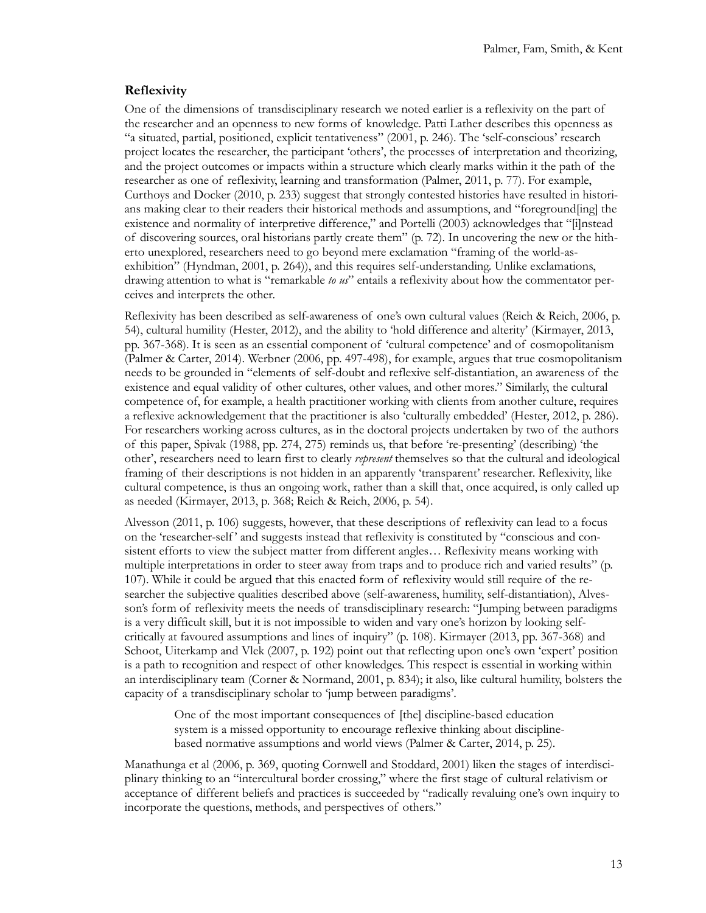## Reflexivity

One of the dimensions of transdisciplinary research we noted earlier is a reflexivity on the part of the researcher and an openness to new forms of knowledge. Patti Lather describes this openness as "a situated, partial, positioned, explicit tentativeness" (2001, p. 246). The 'self-conscious' research project locates the researcher, the participant 'others', the processes of interpretation and theorizing, and the project outcomes or impacts within a structure which clearly marks within it the path of the researcher as one of reflexivity, learning and transformation (Palmer, 2011, p. 77). For example, Curthoys and Docker (2010, p. 233) suggest that strongly contested histories have resulted in historians making clear to their readers their historical methods and assumptions, and "foreground[ing] the existence and normality of interpretive difference," and Portelli (2003) acknowledges that "[i]nstead of discovering sources, oral historians partly create them" (p. 72). In uncovering the new or the hitherto unexplored, researchers need to go beyond mere exclamation "framing of the world-as-exhibition" (Hyndman, 2001, p. 264)), and this requires self-understanding. Unlike exclamations, drawing attention to what is "remarkable *to us*" entails a reflexivity about how the commentator perceives and interprets the other.

Reflexivity has been described as self-awareness of one's own cultural values (Reich & Reich, 2006, p. 54), cultural humility (Hester, 2012), and the ability to 'hold difference and alterity' (Kirmayer, 2013, pp. 367-368). It is seen as an essential component of 'cultural competence' and of cosmopolitanism (Palmer & Carter, 2014). Werbner (2006, pp. 497-498), for example, argues that true cosmopolitanism needs to be grounded in "elements of self-doubt and reflexive self-distantiation, an awareness of the existence and equal validity of other cultures, other values, and other mores." Similarly, the cultural competence of, for example, a health practitioner working with clients from another culture, requires a reflexive acknowledgement that the practitioner is also 'culturally embedded' (Hester, 2012, p. 286). For researchers working across cultures, as in the doctoral projects undertaken by two of the authors of this paper, Spivak (1988, pp. 274, 275) reminds us, that before 're-presenting' (describing) 'the other', researchers need to learn first to clearly *represent* themselves so that the cultural and ideological framing of their descriptions is not hidden in an apparently 'transparent' researcher. Reflexivity, like cultural competence, is thus an ongoing work, rather than a skill that, once acquired, is only called up as needed (Kirmayer, 2013, p. 368; Reich & Reich, 2006, p. 54).

Alvesson (2011, p. 106) suggests, however, that these descriptions of reflexivity can lead to a focus on the 'researcher-self' and suggests instead that reflexivity is constituted by "conscious and consistent efforts to view the subject matter from different angles… Reflexivity means working with multiple interpretations in order to steer away from traps and to produce rich and varied results" (p. 107). While it could be argued that this enacted form of reflexivity would still require of the researcher the subjective qualities described above (self-awareness, humility, self-distantiation), Alvesson's form of reflexivity meets the needs of transdisciplinary research: "Jumping between paradigms is a very difficult skill, but it is not impossible to widen and vary one's horizon by looking self-critically at favoured assumptions and lines of inquiry" (p. 108). Kirmayer (2013, pp. 367-368) and Schoot, Uiterkamp and Vlek (2007, p. 192) point out that reflecting upon one's own 'expert' position is a path to recognition and respect of other knowledges. This respect is essential in working within an interdisciplinary team (Corner & Normand, 2001, p. 834); it also, like cultural humility, bolsters the capacity of a transdisciplinary scholar to 'jump between paradigms'.

> One of the most important consequences of [the] discipline-based education system is a missed opportunity to encourage reflexive thinking about discipline-based normative assumptions and world views (Palmer & Carter, 2014, p. 25).

Manathunga et al (2006, p. 369, quoting Cornwell and Stoddard, 2001) liken the stages of interdisciplinary thinking to an "intercultural border crossing," where the first stage of cultural relativism or acceptance of different beliefs and practices is succeeded by "radically revaluing one's own inquiry to incorporate the questions, methods, and perspectives of others."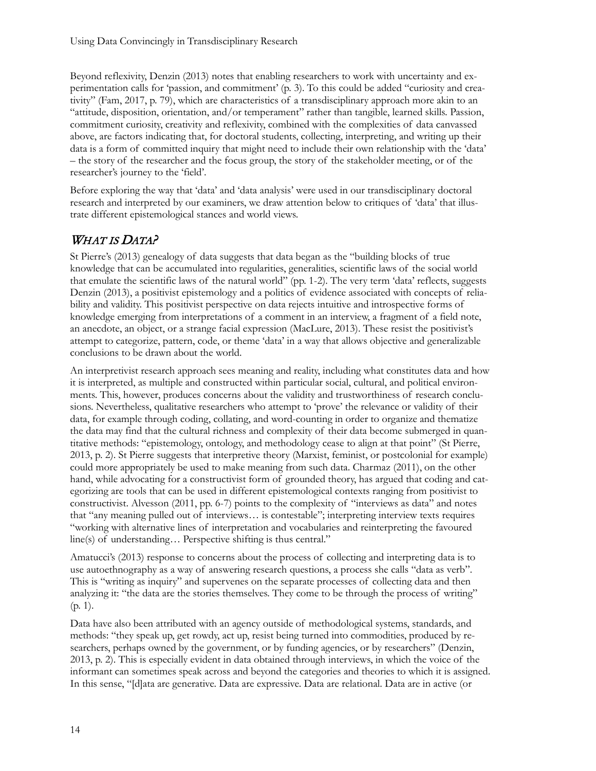Beyond reflexivity, Denzin (2013) notes that enabling researchers to work with uncertainty and experimentation calls for 'passion, and commitment' (p. 3). To this could be added "curiosity and creativity" (Fam, 2017, p. 79), which are characteristics of a transdisciplinary approach more akin to an "attitude, disposition, orientation, and/or temperament" rather than tangible, learned skills. Passion, commitment curiosity, creativity and reflexivity, combined with the complexities of data canvassed above, are factors indicating that, for doctoral students, collecting, interpreting, and writing up their data is a form of committed inquiry that might need to include their own relationship with the 'data' – the story of the researcher and the focus group, the story of the stakeholder meeting, or of the researcher's journey to the 'field'.

Before exploring the way that 'data' and 'data analysis' were used in our transdisciplinary doctoral research and interpreted by our examiners, we draw attention below to critiques of 'data' that illustrate different epistemological stances and world views.

## *What is Data?*

St Pierre's (2013) genealogy of data suggests that data began as the "building blocks of true knowledge that can be accumulated into regularities, generalities, scientific laws of the social world that emulate the scientific laws of the natural world" (pp. 1-2). The very term 'data' reflects, suggests Denzin (2013), a positivist epistemology and a politics of evidence associated with concepts of reliability and validity. This positivist perspective on data rejects intuitive and introspective forms of knowledge emerging from interpretations of a comment in an interview, a fragment of a field note, an anecdote, an object, or a strange facial expression (MacLure, 2013). These resist the positivist's attempt to categorize, pattern, code, or theme 'data' in a way that allows objective and generalizable conclusions to be drawn about the world.

An interpretivist research approach sees meaning and reality, including what constitutes data and how it is interpreted, as multiple and constructed within particular social, cultural, and political environments. This, however, produces concerns about the validity and trustworthiness of research conclusions. Nevertheless, qualitative researchers who attempt to 'prove' the relevance or validity of their data, for example through coding, collating, and word-counting in order to organize and thematize the data may find that the cultural richness and complexity of their data become submerged in quantitative methods: "epistemology, ontology, and methodology cease to align at that point" (St Pierre, 2013, p. 2). St Pierre suggests that interpretive theory (Marxist, feminist, or postcolonial for example) could more appropriately be used to make meaning from such data. Charmaz (2011), on the other hand, while advocating for a constructivist form of grounded theory, has argued that coding and categorizing are tools that can be used in different epistemological contexts ranging from positivist to constructivist. Alvesson (2011, pp. 6-7) points to the complexity of "interviews as data" and notes that "any meaning pulled out of interviews… is contestable"; interpreting interview texts requires "working with alternative lines of interpretation and vocabularies and reinterpreting the favoured line(s) of understanding… Perspective shifting is thus central."

Amatucci's (2013) response to concerns about the process of collecting and interpreting data is to use autoethnography as a way of answering research questions, a process she calls "data as verb". This is "writing as inquiry" and supervenes on the separate processes of collecting data and then analyzing it: "the data are the stories themselves. They come to be through the process of writing" (p. 1).

Data have also been attributed with an agency outside of methodological systems, standards, and methods: "they speak up, get rowdy, act up, resist being turned into commodities, produced by researchers, perhaps owned by the government, or by funding agencies, or by researchers" (Denzin, 2013, p. 2). This is especially evident in data obtained through interviews, in which the voice of the informant can sometimes speak across and beyond the categories and theories to which it is assigned. In this sense, "[d]ata are generative. Data are expressive. Data are relational. Data are in active (or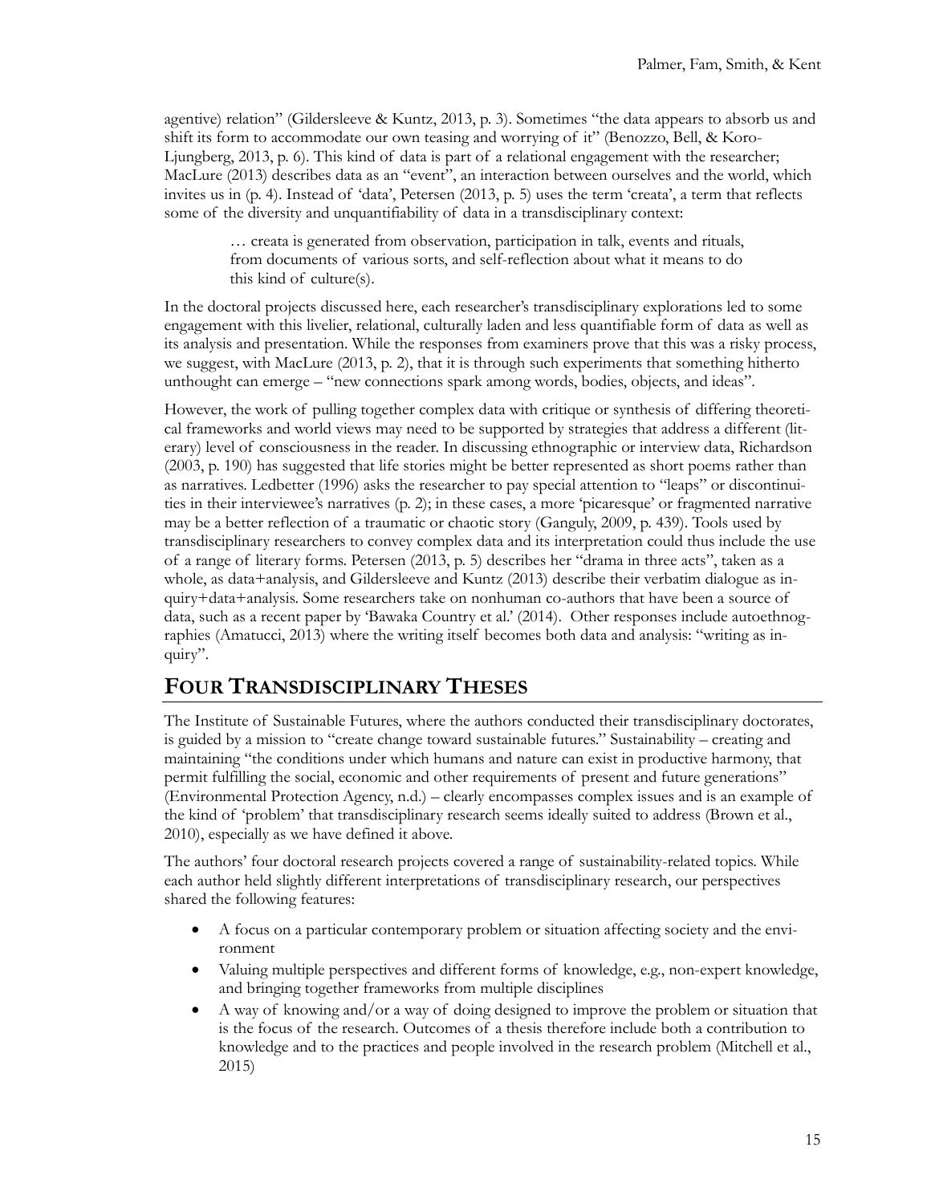agentive) relation" (Gildersleeve & Kuntz, 2013, p. 3). Sometimes "the data appears to absorb us and shift its form to accommodate our own teasing and worrying of it" (Benozzo, Bell, & Koro-Ljungberg, 2013, p. 6). This kind of data is part of a relational engagement with the researcher; MacLure (2013) describes data as an "event", an interaction between ourselves and the world, which invites us in (p. 4). Instead of 'data', Petersen (2013, p. 5) uses the term 'creata', a term that reflects some of the diversity and unquantifiability of data in a transdisciplinary context:

> … creata is generated from observation, participation in talk, events and rituals, from documents of various sorts, and self-reflection about what it means to do this kind of culture(s).

In the doctoral projects discussed here, each researcher's transdisciplinary explorations led to some engagement with this livelier, relational, culturally laden and less quantifiable form of data as well as its analysis and presentation. While the responses from examiners prove that this was a risky process, we suggest, with MacLure (2013, p. 2), that it is through such experiments that something hitherto unthought can emerge – "new connections spark among words, bodies, objects, and ideas".

However, the work of pulling together complex data with critique or synthesis of differing theoretical frameworks and world views may need to be supported by strategies that address a different (literary) level of consciousness in the reader. In discussing ethnographic or interview data, Richardson (2003, p. 190) has suggested that life stories might be better represented as short poems rather than as narratives. Ledbetter (1996) asks the researcher to pay special attention to "leaps" or discontinuities in their interviewee's narratives (p. 2); in these cases, a more 'picaresque' or fragmented narrative may be a better reflection of a traumatic or chaotic story (Ganguly, 2009, p. 439). Tools used by transdisciplinary researchers to convey complex data and its interpretation could thus include the use of a range of literary forms. Petersen (2013, p. 5) describes her "drama in three acts", taken as a whole, as data+analysis, and Gildersleeve and Kuntz (2013) describe their verbatim dialogue as inquiry+data+analysis. Some researchers take on nonhuman co-authors that have been a source of data, such as a recent paper by 'Bawaka Country et al.' (2014). Other responses include autoethnographies (Amatucci, 2013) where the writing itself becomes both data and analysis: "writing as inquiry".

## FOUR TRANSDISCIPLINARY THESES

The Institute of Sustainable Futures, where the authors conducted their transdisciplinary doctorates, is guided by a mission to "create change toward sustainable futures." Sustainability – creating and maintaining "the conditions under which humans and nature can exist in productive harmony, that permit fulfilling the social, economic and other requirements of present and future generations" (Environmental Protection Agency, n.d.) – clearly encompasses complex issues and is an example of the kind of 'problem' that transdisciplinary research seems ideally suited to address (Brown et al., 2010), especially as we have defined it above.

The authors' four doctoral research projects covered a range of sustainability-related topics. While each author held slightly different interpretations of transdisciplinary research, our perspectives shared the following features:

- A focus on a particular contemporary problem or situation affecting society and the environment
- Valuing multiple perspectives and different forms of knowledge, e.g., non-expert knowledge, and bringing together frameworks from multiple disciplines
- A way of knowing and/or a way of doing designed to improve the problem or situation that is the focus of the research. Outcomes of a thesis therefore include both a contribution to knowledge and to the practices and people involved in the research problem (Mitchell et al., 2015)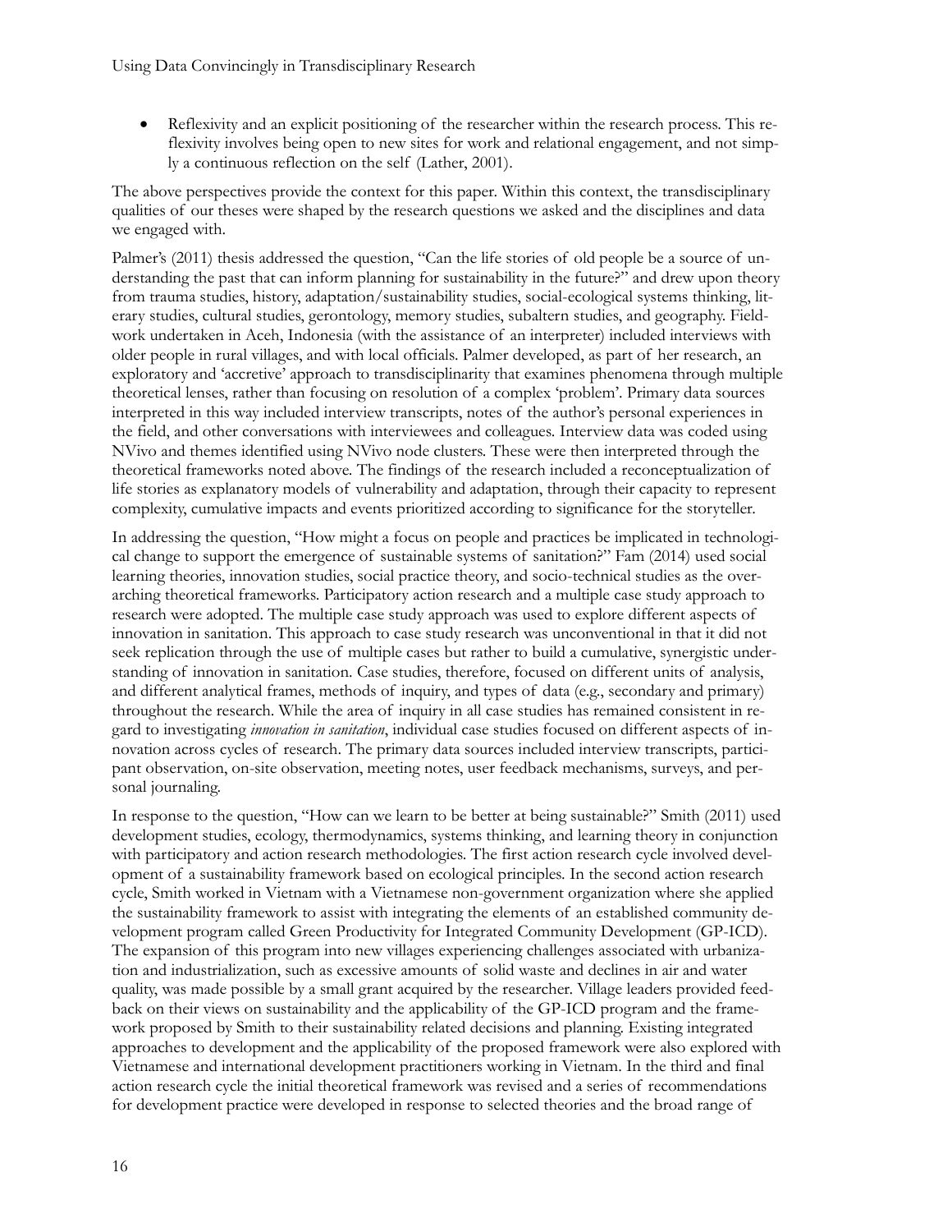- Reflexivity and an explicit positioning of the researcher within the research process. This reflexivity involves being open to new sites for work and relational engagement, and not simply a continuous reflection on the self (Lather, 2001).

The above perspectives provide the context for this paper. Within this context, the transdisciplinary qualities of our theses were shaped by the research questions we asked and the disciplines and data we engaged with.

Palmer's (2011) thesis addressed the question, "Can the life stories of old people be a source of understanding the past that can inform planning for sustainability in the future?" and drew upon theory from trauma studies, history, adaptation/sustainability studies, social-ecological systems thinking, literary studies, cultural studies, gerontology, memory studies, subaltern studies, and geography. Fieldwork undertaken in Aceh, Indonesia (with the assistance of an interpreter) included interviews with older people in rural villages, and with local officials. Palmer developed, as part of her research, an exploratory and 'accretive' approach to transdisciplinarity that examines phenomena through multiple theoretical lenses, rather than focusing on resolution of a complex 'problem'. Primary data sources interpreted in this way included interview transcripts, notes of the author's personal experiences in the field, and other conversations with interviewees and colleagues. Interview data was coded using NVivo and themes identified using NVivo node clusters. These were then interpreted through the theoretical frameworks noted above. The findings of the research included a reconceptualization of life stories as explanatory models of vulnerability and adaptation, through their capacity to represent complexity, cumulative impacts and events prioritized according to significance for the storyteller.

In addressing the question, "How might a focus on people and practices be implicated in technological change to support the emergence of sustainable systems of sanitation?" Fam (2014) used social learning theories, innovation studies, social practice theory, and socio-technical studies as the overarching theoretical frameworks. Participatory action research and a multiple case study approach to research were adopted. The multiple case study approach was used to explore different aspects of innovation in sanitation. This approach to case study research was unconventional in that it did not seek replication through the use of multiple cases but rather to build a cumulative, synergistic understanding of innovation in sanitation. Case studies, therefore, focused on different units of analysis, and different analytical frames, methods of inquiry, and types of data (e.g., secondary and primary) throughout the research. While the area of inquiry in all case studies has remained consistent in regard to investigating *innovation in sanitation*, individual case studies focused on different aspects of innovation across cycles of research. The primary data sources included interview transcripts, participant observation, on-site observation, meeting notes, user feedback mechanisms, surveys, and personal journaling.

In response to the question, "How can we learn to be better at being sustainable?" Smith (2011) used development studies, ecology, thermodynamics, systems thinking, and learning theory in conjunction with participatory and action research methodologies. The first action research cycle involved development of a sustainability framework based on ecological principles. In the second action research cycle, Smith worked in Vietnam with a Vietnamese non-government organization where she applied the sustainability framework to assist with integrating the elements of an established community development program called Green Productivity for Integrated Community Development (GP-ICD). The expansion of this program into new villages experiencing challenges associated with urbanization and industrialization, such as excessive amounts of solid waste and declines in air and water quality, was made possible by a small grant acquired by the researcher. Village leaders provided feedback on their views on sustainability and the applicability of the GP-ICD program and the framework proposed by Smith to their sustainability related decisions and planning. Existing integrated approaches to development and the applicability of the proposed framework were also explored with Vietnamese and international development practitioners working in Vietnam. In the third and final action research cycle the initial theoretical framework was revised and a series of recommendations for development practice were developed in response to selected theories and the broad range of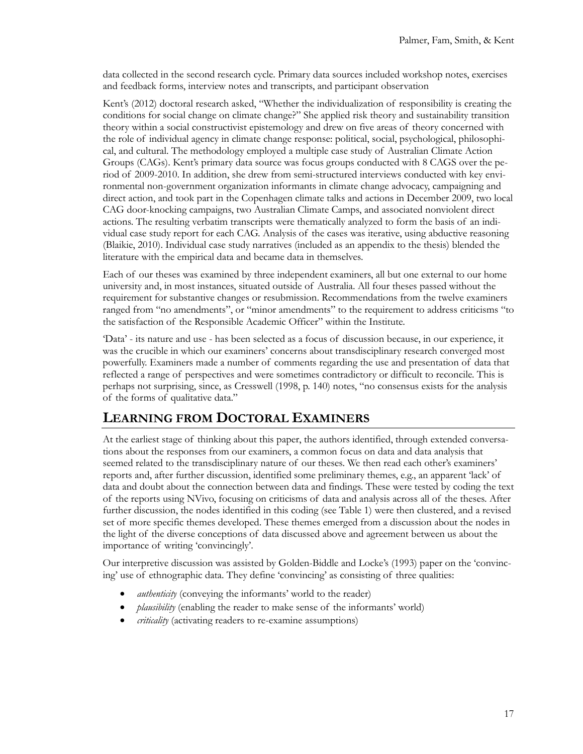data collected in the second research cycle. Primary data sources included workshop notes, exercises and feedback forms, interview notes and transcripts, and participant observation

Kent's (2012) doctoral research asked, "Whether the individualization of responsibility is creating the conditions for social change on climate change?" She applied risk theory and sustainability transition theory within a social constructivist epistemology and drew on five areas of theory concerned with the role of individual agency in climate change response: political, social, psychological, philosophical, and cultural. The methodology employed a multiple case study of Australian Climate Action Groups (CAGs). Kent's primary data source was focus groups conducted with 8 CAGS over the period of 2009-2010. In addition, she drew from semi-structured interviews conducted with key environmental non-government organization informants in climate change advocacy, campaigning and direct action, and took part in the Copenhagen climate talks and actions in December 2009, two local CAG door-knocking campaigns, two Australian Climate Camps, and associated nonviolent direct actions. The resulting verbatim transcripts were thematically analyzed to form the basis of an individual case study report for each CAG. Analysis of the cases was iterative, using abductive reasoning (Blaikie, 2010). Individual case study narratives (included as an appendix to the thesis) blended the literature with the empirical data and became data in themselves.

Each of our theses was examined by three independent examiners, all but one external to our home university and, in most instances, situated outside of Australia. All four theses passed without the requirement for substantive changes or resubmission. Recommendations from the twelve examiners ranged from "no amendments", or "minor amendments" to the requirement to address criticisms "to the satisfaction of the Responsible Academic Officer" within the Institute.

'Data' - its nature and use - has been selected as a focus of discussion because, in our experience, it was the crucible in which our examiners' concerns about transdisciplinary research converged most powerfully. Examiners made a number of comments regarding the use and presentation of data that reflected a range of perspectives and were sometimes contradictory or difficult to reconcile. This is perhaps not surprising, since, as Cresswell (1998, p. 140) notes, "no consensus exists for the analysis of the forms of qualitative data."

## LEARNING FROM DOCTORAL EXAMINERS

At the earliest stage of thinking about this paper, the authors identified, through extended conversations about the responses from our examiners, a common focus on data and data analysis that seemed related to the transdisciplinary nature of our theses. We then read each other's examiners' reports and, after further discussion, identified some preliminary themes, e.g., an apparent 'lack' of data and doubt about the connection between data and findings. These were tested by coding the text of the reports using NVivo, focusing on criticisms of data and analysis across all of the theses. After further discussion, the nodes identified in this coding (see Table 1) were then clustered, and a revised set of more specific themes developed. These themes emerged from a discussion about the nodes in the light of the diverse conceptions of data discussed above and agreement between us about the importance of writing 'convincingly'.

Our interpretive discussion was assisted by Golden-Biddle and Locke's (1993) paper on the 'convincing' use of ethnographic data. They define 'convincing' as consisting of three qualities:

- *authenticity* (conveying the informants' world to the reader)
- *plausibility* (enabling the reader to make sense of the informants' world)
- *criticality* (activating readers to re-examine assumptions)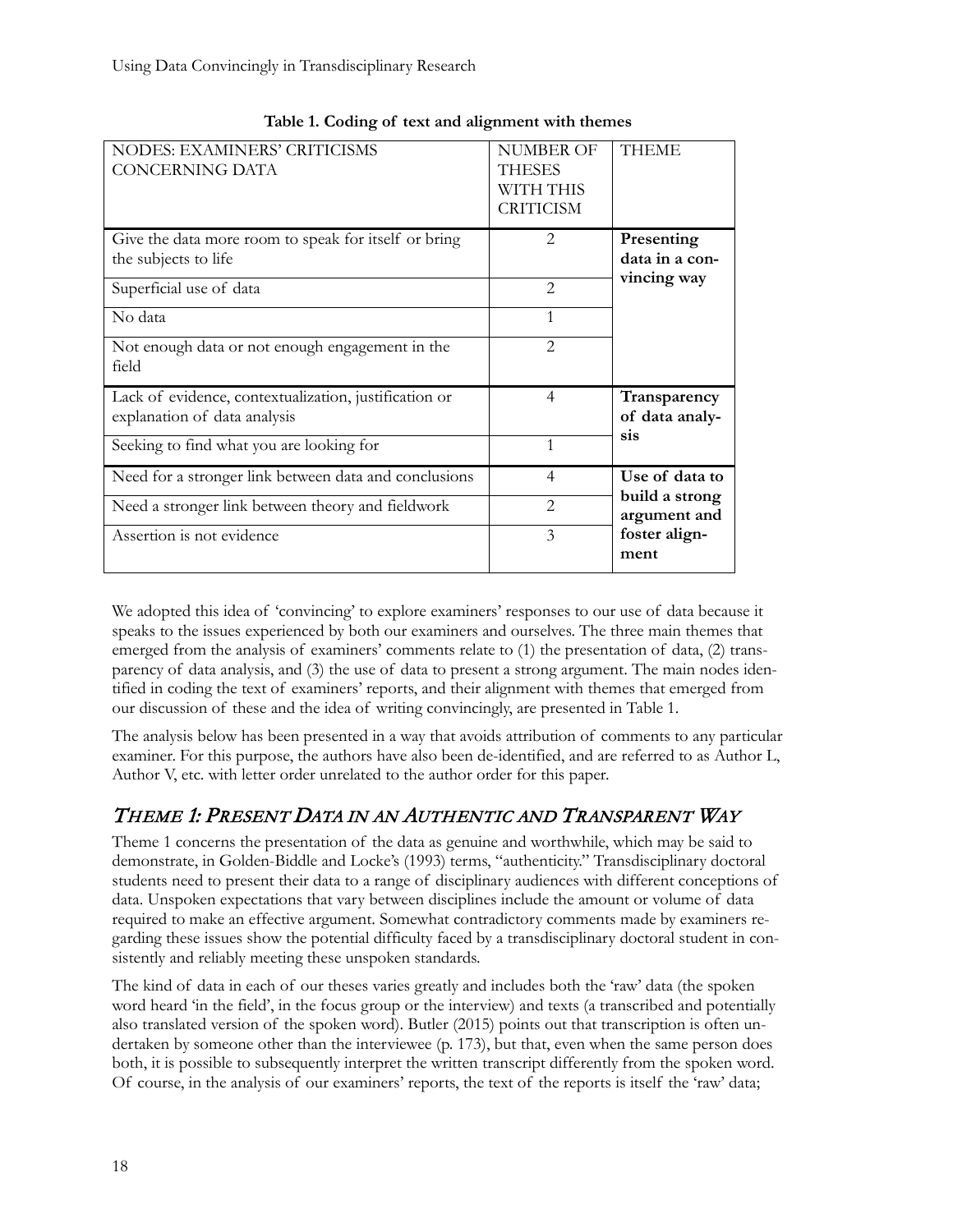**Table 1. Coding of text and alignment with themes**

| NODES: EXAMINERS' CRITICISMS CONCERNING DATA | NUMBER OF THESES WITH THIS CRITICISM | THEME |
|---|---|---|
| Give the data more room to speak for itself or bring the subjects to life | 2 | **Presenting data in a convincing way** |
| Superficial use of data | 2 | |
| No data | 1 | |
| Not enough data or not enough engagement in the field | 2 | |
| Lack of evidence, contextualization, justification or explanation of data analysis | 4 | **Transparency of data analysis** |
| Seeking to find what you are looking for | 1 | |
| Need for a stronger link between data and conclusions | 4 | **Use of data to build a strong argument and foster alignment** |
| Need a stronger link between theory and fieldwork | 2 | |
| Assertion is not evidence | 3 | |

We adopted this idea of 'convincing' to explore examiners' responses to our use of data because it speaks to the issues experienced by both our examiners and ourselves. The three main themes that emerged from the analysis of examiners' comments relate to (1) the presentation of data, (2) transparency of data analysis, and (3) the use of data to present a strong argument. The main nodes identified in coding the text of examiners' reports, and their alignment with themes that emerged from our discussion of these and the idea of writing convincingly, are presented in Table 1.

The analysis below has been presented in a way that avoids attribution of comments to any particular examiner. For this purpose, the authors have also been de-identified, and are referred to as Author L, Author V, etc. with letter order unrelated to the author order for this paper.

## *Theme 1: Present Data in an Authentic and Transparent Way*

Theme 1 concerns the presentation of the data as genuine and worthwhile, which may be said to demonstrate, in Golden-Biddle and Locke's (1993) terms, "authenticity." Transdisciplinary doctoral students need to present their data to a range of disciplinary audiences with different conceptions of data. Unspoken expectations that vary between disciplines include the amount or volume of data required to make an effective argument. Somewhat contradictory comments made by examiners regarding these issues show the potential difficulty faced by a transdisciplinary doctoral student in consistently and reliably meeting these unspoken standards.

The kind of data in each of our theses varies greatly and includes both the 'raw' data (the spoken word heard 'in the field', in the focus group or the interview) and texts (a transcribed and potentially also translated version of the spoken word). Butler (2015) points out that transcription is often undertaken by someone other than the interviewee (p. 173), but that, even when the same person does both, it is possible to subsequently interpret the written transcript differently from the spoken word. Of course, in the analysis of our examiners' reports, the text of the reports is itself the 'raw' data;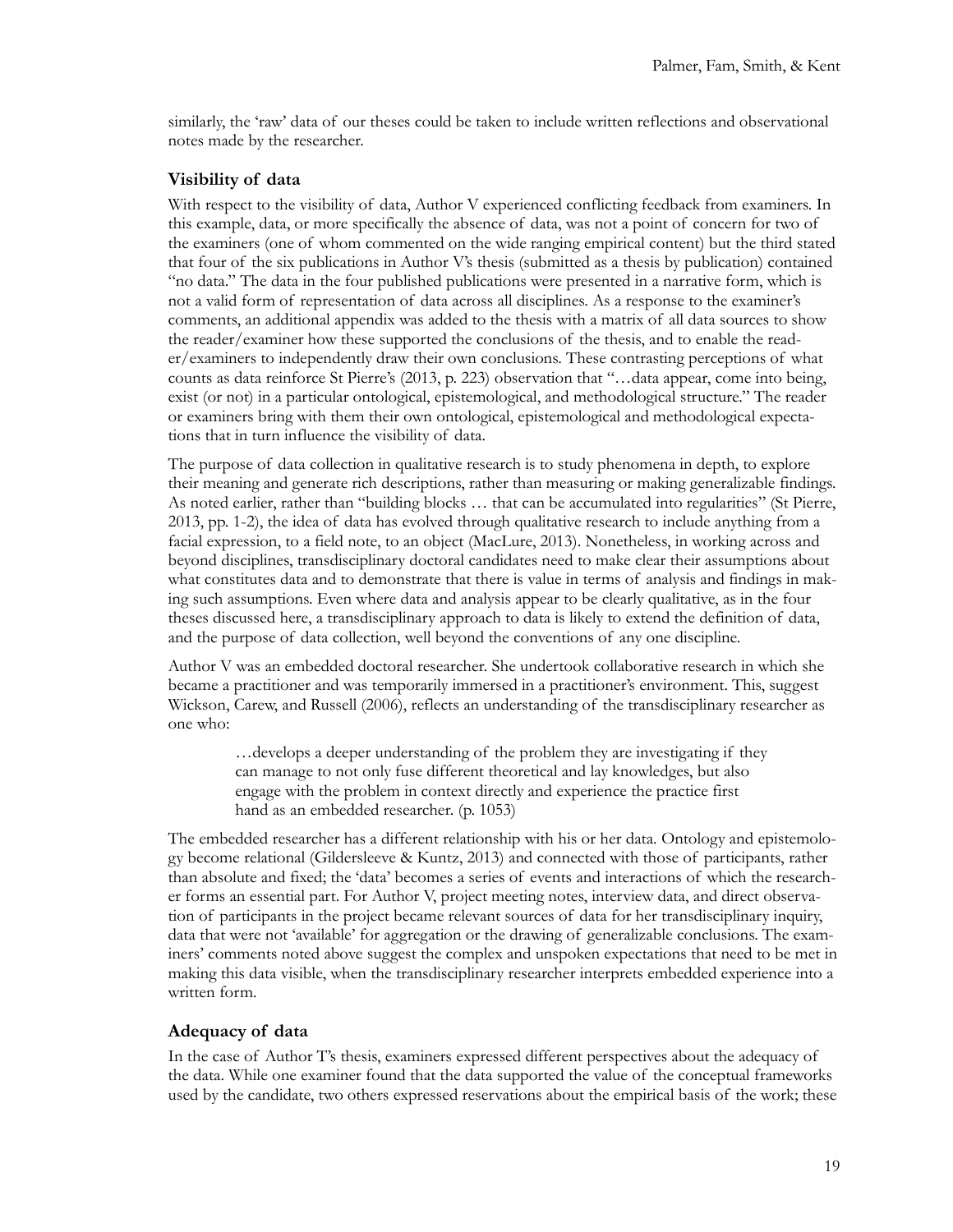similarly, the 'raw' data of our theses could be taken to include written reflections and observational notes made by the researcher.

### Visibility of data

With respect to the visibility of data, Author V experienced conflicting feedback from examiners. In this example, data, or more specifically the absence of data, was not a point of concern for two of the examiners (one of whom commented on the wide ranging empirical content) but the third stated that four of the six publications in Author V's thesis (submitted as a thesis by publication) contained "no data." The data in the four published publications were presented in a narrative form, which is not a valid form of representation of data across all disciplines. As a response to the examiner's comments, an additional appendix was added to the thesis with a matrix of all data sources to show the reader/examiner how these supported the conclusions of the thesis, and to enable the reader/examiners to independently draw their own conclusions. These contrasting perceptions of what counts as data reinforce St Pierre's (2013, p. 223) observation that "…data appear, come into being, exist (or not) in a particular ontological, epistemological, and methodological structure." The reader or examiners bring with them their own ontological, epistemological and methodological expectations that in turn influence the visibility of data.

The purpose of data collection in qualitative research is to study phenomena in depth, to explore their meaning and generate rich descriptions, rather than measuring or making generalizable findings. As noted earlier, rather than "building blocks … that can be accumulated into regularities" (St Pierre, 2013, pp. 1-2), the idea of data has evolved through qualitative research to include anything from a facial expression, to a field note, to an object (MacLure, 2013). Nonetheless, in working across and beyond disciplines, transdisciplinary doctoral candidates need to make clear their assumptions about what constitutes data and to demonstrate that there is value in terms of analysis and findings in making such assumptions. Even where data and analysis appear to be clearly qualitative, as in the four theses discussed here, a transdisciplinary approach to data is likely to extend the definition of data, and the purpose of data collection, well beyond the conventions of any one discipline.

Author V was an embedded doctoral researcher. She undertook collaborative research in which she became a practitioner and was temporarily immersed in a practitioner's environment. This, suggest Wickson, Carew, and Russell (2006), reflects an understanding of the transdisciplinary researcher as one who:

> …develops a deeper understanding of the problem they are investigating if they can manage to not only fuse different theoretical and lay knowledges, but also engage with the problem in context directly and experience the practice first hand as an embedded researcher. (p. 1053)

The embedded researcher has a different relationship with his or her data. Ontology and epistemology become relational (Gildersleeve & Kuntz, 2013) and connected with those of participants, rather than absolute and fixed; the 'data' becomes a series of events and interactions of which the researcher forms an essential part. For Author V, project meeting notes, interview data, and direct observation of participants in the project became relevant sources of data for her transdisciplinary inquiry, data that were not 'available' for aggregation or the drawing of generalizable conclusions. The examiners' comments noted above suggest the complex and unspoken expectations that need to be met in making this data visible, when the transdisciplinary researcher interprets embedded experience into a written form.

### Adequacy of data

In the case of Author T's thesis, examiners expressed different perspectives about the adequacy of the data. While one examiner found that the data supported the value of the conceptual frameworks used by the candidate, two others expressed reservations about the empirical basis of the work; these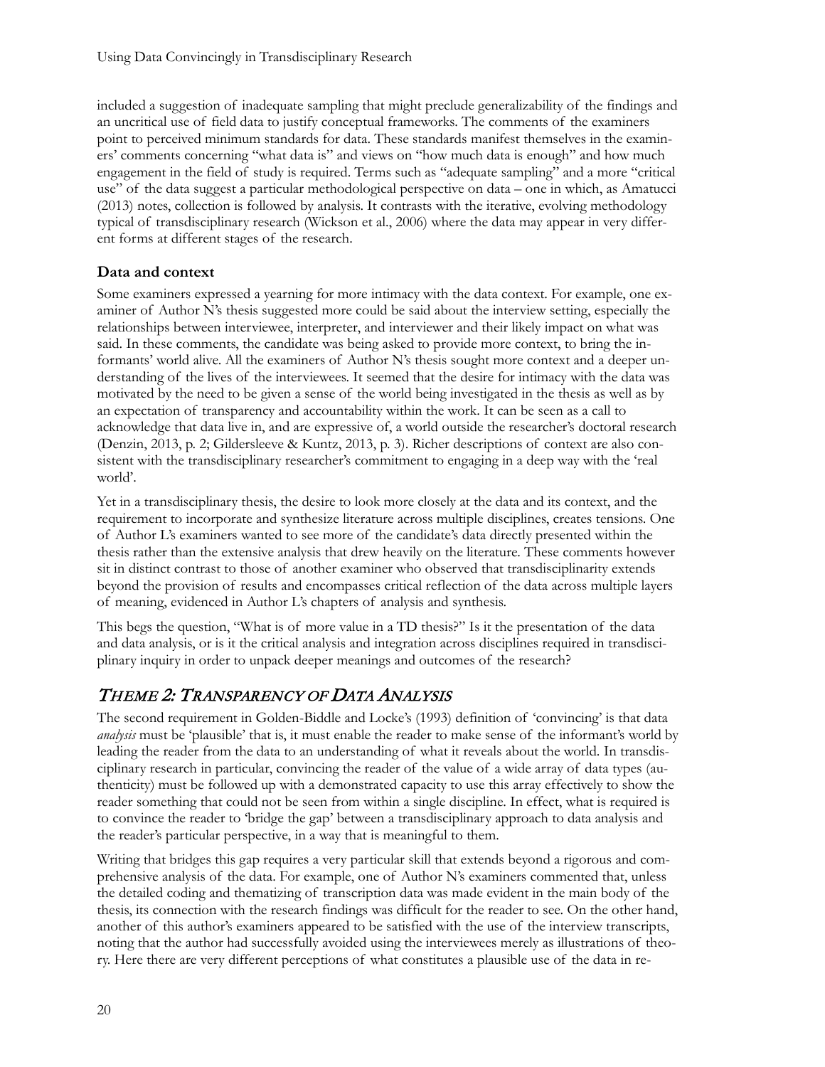included a suggestion of inadequate sampling that might preclude generalizability of the findings and an uncritical use of field data to justify conceptual frameworks. The comments of the examiners point to perceived minimum standards for data. These standards manifest themselves in the examiners' comments concerning "what data is" and views on "how much data is enough" and how much engagement in the field of study is required. Terms such as "adequate sampling" and a more "critical use" of the data suggest a particular methodological perspective on data – one in which, as Amatucci (2013) notes, collection is followed by analysis. It contrasts with the iterative, evolving methodology typical of transdisciplinary research (Wickson et al., 2006) where the data may appear in very different forms at different stages of the research.

### Data and context

Some examiners expressed a yearning for more intimacy with the data context. For example, one examiner of Author N's thesis suggested more could be said about the interview setting, especially the relationships between interviewee, interpreter, and interviewer and their likely impact on what was said. In these comments, the candidate was being asked to provide more context, to bring the informants' world alive. All the examiners of Author N's thesis sought more context and a deeper understanding of the lives of the interviewees. It seemed that the desire for intimacy with the data was motivated by the need to be given a sense of the world being investigated in the thesis as well as by an expectation of transparency and accountability within the work. It can be seen as a call to acknowledge that data live in, and are expressive of, a world outside the researcher's doctoral research (Denzin, 2013, p. 2; Gildersleeve & Kuntz, 2013, p. 3). Richer descriptions of context are also consistent with the transdisciplinary researcher's commitment to engaging in a deep way with the 'real world'.

Yet in a transdisciplinary thesis, the desire to look more closely at the data and its context, and the requirement to incorporate and synthesize literature across multiple disciplines, creates tensions. One of Author L's examiners wanted to see more of the candidate's data directly presented within the thesis rather than the extensive analysis that drew heavily on the literature. These comments however sit in distinct contrast to those of another examiner who observed that transdisciplinarity extends beyond the provision of results and encompasses critical reflection of the data across multiple layers of meaning, evidenced in Author L's chapters of analysis and synthesis.

This begs the question, "What is of more value in a TD thesis?" Is it the presentation of the data and data analysis, or is it the critical analysis and integration across disciplines required in transdisciplinary inquiry in order to unpack deeper meanings and outcomes of the research?

## *Theme 2: Transparency of Data Analysis*

The second requirement in Golden-Biddle and Locke's (1993) definition of 'convincing' is that data *analysis* must be 'plausible' that is, it must enable the reader to make sense of the informant's world by leading the reader from the data to an understanding of what it reveals about the world. In transdisciplinary research in particular, convincing the reader of the value of a wide array of data types (authenticity) must be followed up with a demonstrated capacity to use this array effectively to show the reader something that could not be seen from within a single discipline. In effect, what is required is to convince the reader to 'bridge the gap' between a transdisciplinary approach to data analysis and the reader's particular perspective, in a way that is meaningful to them.

Writing that bridges this gap requires a very particular skill that extends beyond a rigorous and comprehensive analysis of the data. For example, one of Author N's examiners commented that, unless the detailed coding and thematizing of transcription data was made evident in the main body of the thesis, its connection with the research findings was difficult for the reader to see. On the other hand, another of this author's examiners appeared to be satisfied with the use of the interview transcripts, noting that the author had successfully avoided using the interviewees merely as illustrations of theory. Here there are very different perceptions of what constitutes a plausible use of the data in re-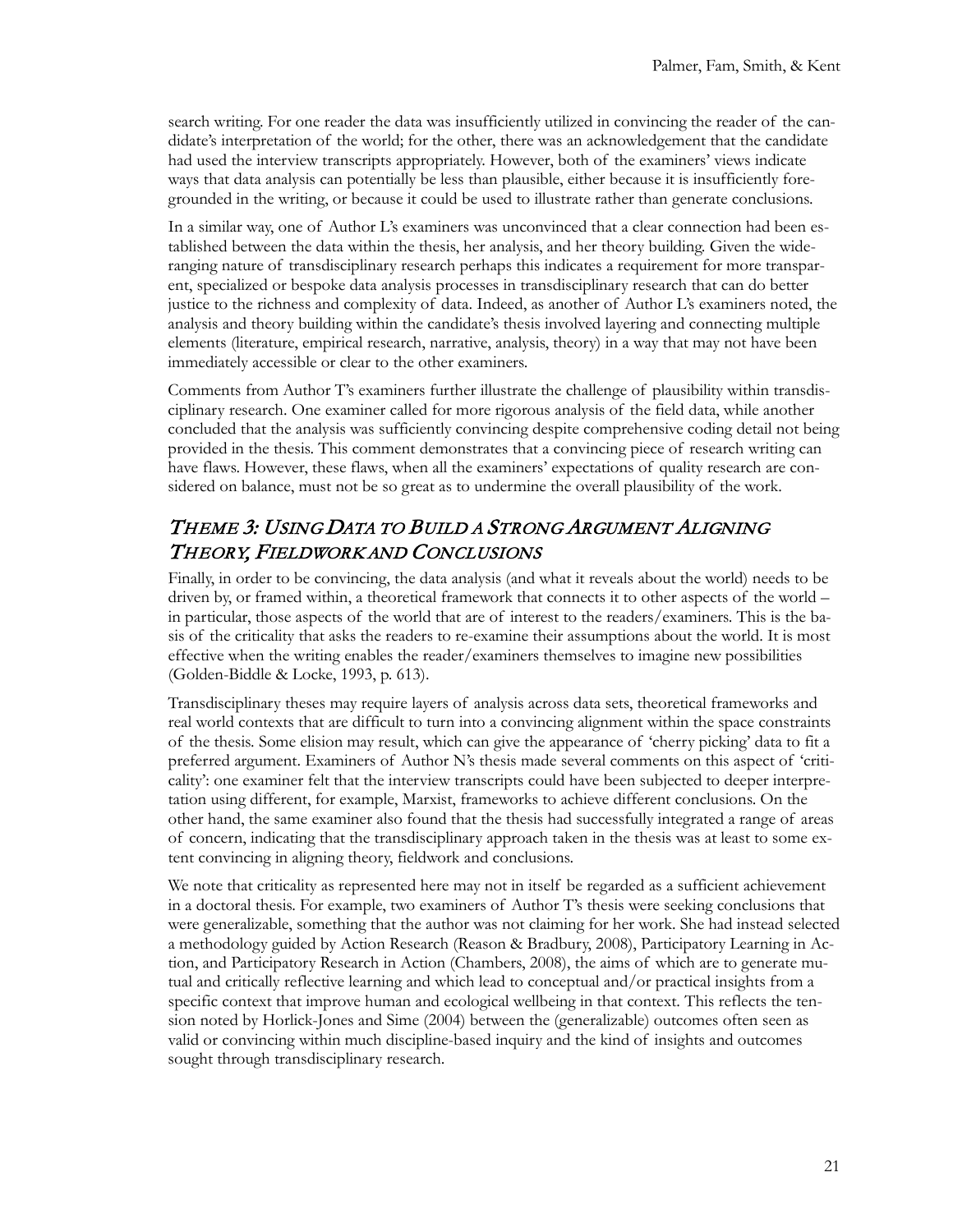search writing. For one reader the data was insufficiently utilized in convincing the reader of the candidate's interpretation of the world; for the other, there was an acknowledgement that the candidate had used the interview transcripts appropriately. However, both of the examiners' views indicate ways that data analysis can potentially be less than plausible, either because it is insufficiently foregrounded in the writing, or because it could be used to illustrate rather than generate conclusions.

In a similar way, one of Author L's examiners was unconvinced that a clear connection had been established between the data within the thesis, her analysis, and her theory building. Given the wide-ranging nature of transdisciplinary research perhaps this indicates a requirement for more transparent, specialized or bespoke data analysis processes in transdisciplinary research that can do better justice to the richness and complexity of data. Indeed, as another of Author L's examiners noted, the analysis and theory building within the candidate's thesis involved layering and connecting multiple elements (literature, empirical research, narrative, analysis, theory) in a way that may not have been immediately accessible or clear to the other examiners.

Comments from Author T's examiners further illustrate the challenge of plausibility within transdisciplinary research. One examiner called for more rigorous analysis of the field data, while another concluded that the analysis was sufficiently convincing despite comprehensive coding detail not being provided in the thesis. This comment demonstrates that a convincing piece of research writing can have flaws. However, these flaws, when all the examiners' expectations of quality research are considered on balance, must not be so great as to undermine the overall plausibility of the work.

## *Theme 3: Using Data to Build a Strong Argument Aligning Theory, Fieldwork and Conclusions*

Finally, in order to be convincing, the data analysis (and what it reveals about the world) needs to be driven by, or framed within, a theoretical framework that connects it to other aspects of the world – in particular, those aspects of the world that are of interest to the readers/examiners. This is the basis of the criticality that asks the readers to re-examine their assumptions about the world. It is most effective when the writing enables the reader/examiners themselves to imagine new possibilities (Golden-Biddle & Locke, 1993, p. 613).

Transdisciplinary theses may require layers of analysis across data sets, theoretical frameworks and real world contexts that are difficult to turn into a convincing alignment within the space constraints of the thesis. Some elision may result, which can give the appearance of 'cherry picking' data to fit a preferred argument. Examiners of Author N's thesis made several comments on this aspect of 'criticality': one examiner felt that the interview transcripts could have been subjected to deeper interpretation using different, for example, Marxist, frameworks to achieve different conclusions. On the other hand, the same examiner also found that the thesis had successfully integrated a range of areas of concern, indicating that the transdisciplinary approach taken in the thesis was at least to some extent convincing in aligning theory, fieldwork and conclusions.

We note that criticality as represented here may not in itself be regarded as a sufficient achievement in a doctoral thesis. For example, two examiners of Author T's thesis were seeking conclusions that were generalizable, something that the author was not claiming for her work. She had instead selected a methodology guided by Action Research (Reason & Bradbury, 2008), Participatory Learning in Action, and Participatory Research in Action (Chambers, 2008), the aims of which are to generate mutual and critically reflective learning and which lead to conceptual and/or practical insights from a specific context that improve human and ecological wellbeing in that context. This reflects the tension noted by Horlick-Jones and Sime (2004) between the (generalizable) outcomes often seen as valid or convincing within much discipline-based inquiry and the kind of insights and outcomes sought through transdisciplinary research.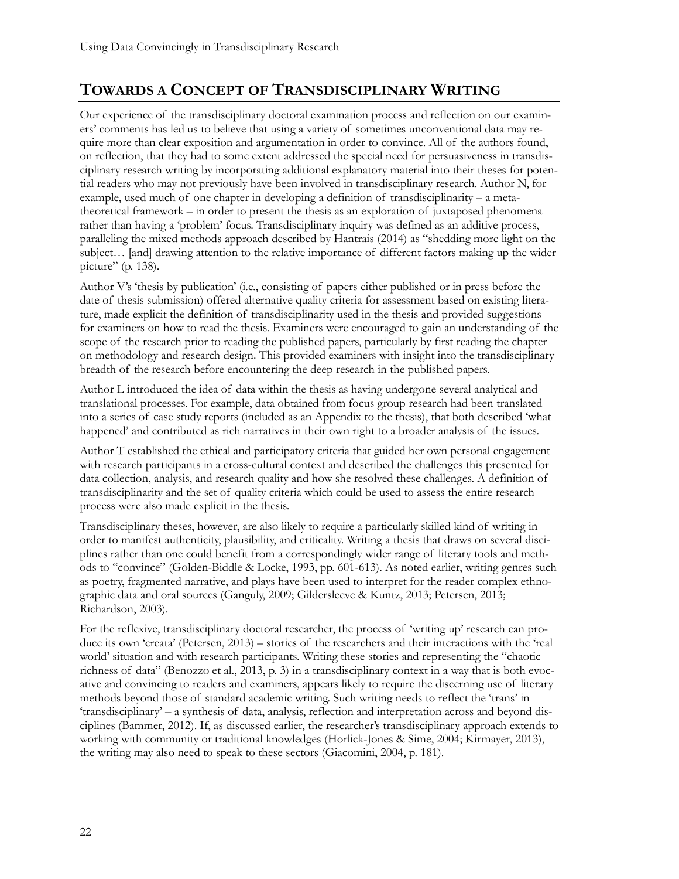## TOWARDS A CONCEPT OF TRANSDISCIPLINARY WRITING

Our experience of the transdisciplinary doctoral examination process and reflection on our examiners' comments has led us to believe that using a variety of sometimes unconventional data may require more than clear exposition and argumentation in order to convince. All of the authors found, on reflection, that they had to some extent addressed the special need for persuasiveness in transdisciplinary research writing by incorporating additional explanatory material into their theses for potential readers who may not previously have been involved in transdisciplinary research. Author N, for example, used much of one chapter in developing a definition of transdisciplinarity – a metatheoretical framework – in order to present the thesis as an exploration of juxtaposed phenomena rather than having a 'problem' focus. Transdisciplinary inquiry was defined as an additive process, paralleling the mixed methods approach described by Hantrais (2014) as "shedding more light on the subject… [and] drawing attention to the relative importance of different factors making up the wider picture" (p. 138).

Author V's 'thesis by publication' (i.e., consisting of papers either published or in press before the date of thesis submission) offered alternative quality criteria for assessment based on existing literature, made explicit the definition of transdisciplinarity used in the thesis and provided suggestions for examiners on how to read the thesis. Examiners were encouraged to gain an understanding of the scope of the research prior to reading the published papers, particularly by first reading the chapter on methodology and research design. This provided examiners with insight into the transdisciplinary breadth of the research before encountering the deep research in the published papers.

Author L introduced the idea of data within the thesis as having undergone several analytical and translational processes. For example, data obtained from focus group research had been translated into a series of case study reports (included as an Appendix to the thesis), that both described 'what happened' and contributed as rich narratives in their own right to a broader analysis of the issues.

Author T established the ethical and participatory criteria that guided her own personal engagement with research participants in a cross-cultural context and described the challenges this presented for data collection, analysis, and research quality and how she resolved these challenges. A definition of transdisciplinarity and the set of quality criteria which could be used to assess the entire research process were also made explicit in the thesis.

Transdisciplinary theses, however, are also likely to require a particularly skilled kind of writing in order to manifest authenticity, plausibility, and criticality. Writing a thesis that draws on several disciplines rather than one could benefit from a correspondingly wider range of literary tools and methods to "convince" (Golden-Biddle & Locke, 1993, pp. 601-613). As noted earlier, writing genres such as poetry, fragmented narrative, and plays have been used to interpret for the reader complex ethnographic data and oral sources (Ganguly, 2009; Gildersleeve & Kuntz, 2013; Petersen, 2013; Richardson, 2003).

For the reflexive, transdisciplinary doctoral researcher, the process of 'writing up' research can produce its own 'creata' (Petersen, 2013) – stories of the researchers and their interactions with the 'real world' situation and with research participants. Writing these stories and representing the "chaotic richness of data" (Benozzo et al., 2013, p. 3) in a transdisciplinary context in a way that is both evocative and convincing to readers and examiners, appears likely to require the discerning use of literary methods beyond those of standard academic writing. Such writing needs to reflect the 'trans' in 'transdisciplinary' – a synthesis of data, analysis, reflection and interpretation across and beyond disciplines (Bammer, 2012). If, as discussed earlier, the researcher's transdisciplinary approach extends to working with community or traditional knowledges (Horlick-Jones & Sime, 2004; Kirmayer, 2013), the writing may also need to speak to these sectors (Giacomini, 2004, p. 181).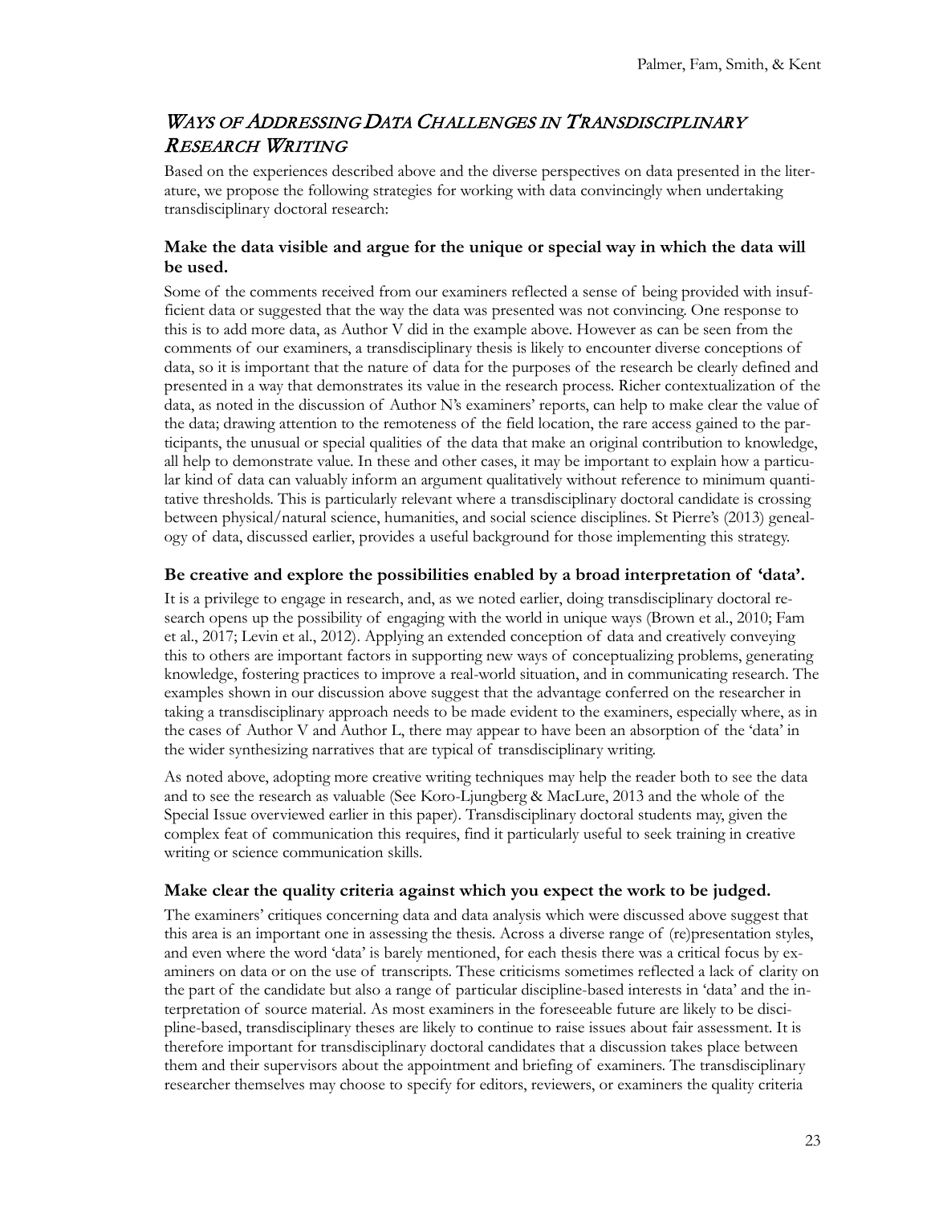## *Ways of Addressing Data Challenges in Transdisciplinary Research Writing*

Based on the experiences described above and the diverse perspectives on data presented in the literature, we propose the following strategies for working with data convincingly when undertaking transdisciplinary doctoral research:

### Make the data visible and argue for the unique or special way in which the data will be used.

Some of the comments received from our examiners reflected a sense of being provided with insufficient data or suggested that the way the data was presented was not convincing. One response to this is to add more data, as Author V did in the example above. However as can be seen from the comments of our examiners, a transdisciplinary thesis is likely to encounter diverse conceptions of data, so it is important that the nature of data for the purposes of the research be clearly defined and presented in a way that demonstrates its value in the research process. Richer contextualization of the data, as noted in the discussion of Author N's examiners' reports, can help to make clear the value of the data; drawing attention to the remoteness of the field location, the rare access gained to the participants, the unusual or special qualities of the data that make an original contribution to knowledge, all help to demonstrate value. In these and other cases, it may be important to explain how a particular kind of data can valuably inform an argument qualitatively without reference to minimum quantitative thresholds. This is particularly relevant where a transdisciplinary doctoral candidate is crossing between physical/natural science, humanities, and social science disciplines. St Pierre's (2013) genealogy of data, discussed earlier, provides a useful background for those implementing this strategy.

### Be creative and explore the possibilities enabled by a broad interpretation of 'data'.

It is a privilege to engage in research, and, as we noted earlier, doing transdisciplinary doctoral research opens up the possibility of engaging with the world in unique ways (Brown et al., 2010; Fam et al., 2017; Levin et al., 2012). Applying an extended conception of data and creatively conveying this to others are important factors in supporting new ways of conceptualizing problems, generating knowledge, fostering practices to improve a real-world situation, and in communicating research. The examples shown in our discussion above suggest that the advantage conferred on the researcher in taking a transdisciplinary approach needs to be made evident to the examiners, especially where, as in the cases of Author V and Author L, there may appear to have been an absorption of the 'data' in the wider synthesizing narratives that are typical of transdisciplinary writing.

As noted above, adopting more creative writing techniques may help the reader both to see the data and to see the research as valuable (See Koro-Ljungberg & MacLure, 2013 and the whole of the Special Issue overviewed earlier in this paper). Transdisciplinary doctoral students may, given the complex feat of communication this requires, find it particularly useful to seek training in creative writing or science communication skills.

### Make clear the quality criteria against which you expect the work to be judged.

The examiners' critiques concerning data and data analysis which were discussed above suggest that this area is an important one in assessing the thesis. Across a diverse range of (re)presentation styles, and even where the word 'data' is barely mentioned, for each thesis there was a critical focus by examiners on data or on the use of transcripts. These criticisms sometimes reflected a lack of clarity on the part of the candidate but also a range of particular discipline-based interests in 'data' and the interpretation of source material. As most examiners in the foreseeable future are likely to be discipline-based, transdisciplinary theses are likely to continue to raise issues about fair assessment. It is therefore important for transdisciplinary doctoral candidates that a discussion takes place between them and their supervisors about the appointment and briefing of examiners. The transdisciplinary researcher themselves may choose to specify for editors, reviewers, or examiners the quality criteria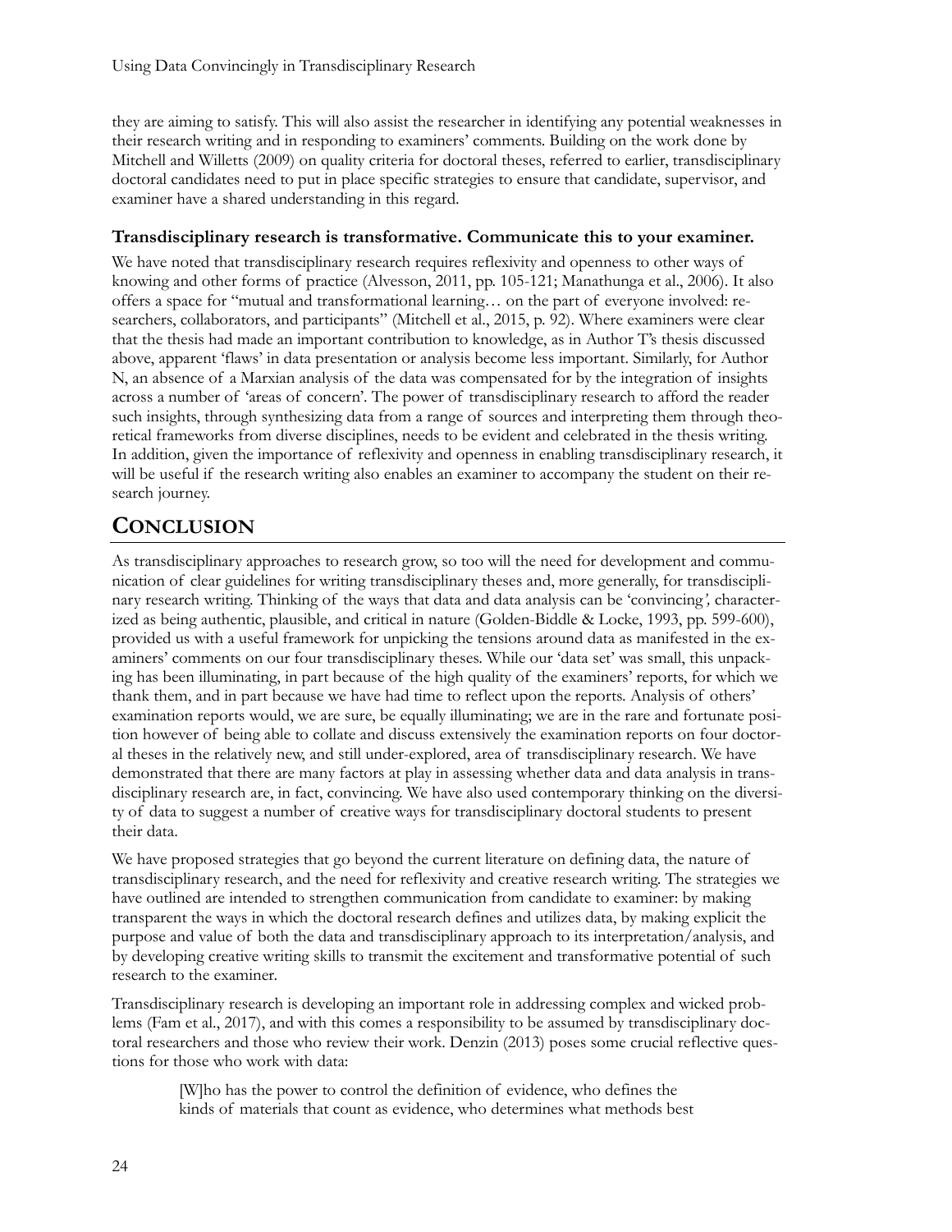they are aiming to satisfy. This will also assist the researcher in identifying any potential weaknesses in their research writing and in responding to examiners' comments. Building on the work done by Mitchell and Willetts (2009) on quality criteria for doctoral theses, referred to earlier, transdisciplinary doctoral candidates need to put in place specific strategies to ensure that candidate, supervisor, and examiner have a shared understanding in this regard.

### Transdisciplinary research is transformative. Communicate this to your examiner.

We have noted that transdisciplinary research requires reflexivity and openness to other ways of knowing and other forms of practice (Alvesson, 2011, pp. 105-121; Manathunga et al., 2006). It also offers a space for "mutual and transformational learning… on the part of everyone involved: researchers, collaborators, and participants" (Mitchell et al., 2015, p. 92). Where examiners were clear that the thesis had made an important contribution to knowledge, as in Author T's thesis discussed above, apparent 'flaws' in data presentation or analysis become less important. Similarly, for Author N, an absence of a Marxian analysis of the data was compensated for by the integration of insights across a number of 'areas of concern'. The power of transdisciplinary research to afford the reader such insights, through synthesizing data from a range of sources and interpreting them through theoretical frameworks from diverse disciplines, needs to be evident and celebrated in the thesis writing. In addition, given the importance of reflexivity and openness in enabling transdisciplinary research, it will be useful if the research writing also enables an examiner to accompany the student on their research journey.

## Conclusion

As transdisciplinary approaches to research grow, so too will the need for development and communication of clear guidelines for writing transdisciplinary theses and, more generally, for transdisciplinary research writing. Thinking of the ways that data and data analysis can be 'convincing', characterized as being authentic, plausible, and critical in nature (Golden-Biddle & Locke, 1993, pp. 599-600), provided us with a useful framework for unpicking the tensions around data as manifested in the examiners' comments on our four transdisciplinary theses. While our 'data set' was small, this unpacking has been illuminating, in part because of the high quality of the examiners' reports, for which we thank them, and in part because we have had time to reflect upon the reports. Analysis of others' examination reports would, we are sure, be equally illuminating; we are in the rare and fortunate position however of being able to collate and discuss extensively the examination reports on four doctoral theses in the relatively new, and still under-explored, area of transdisciplinary research. We have demonstrated that there are many factors at play in assessing whether data and data analysis in transdisciplinary research are, in fact, convincing. We have also used contemporary thinking on the diversity of data to suggest a number of creative ways for transdisciplinary doctoral students to present their data.

We have proposed strategies that go beyond the current literature on defining data, the nature of transdisciplinary research, and the need for reflexivity and creative research writing. The strategies we have outlined are intended to strengthen communication from candidate to examiner: by making transparent the ways in which the doctoral research defines and utilizes data, by making explicit the purpose and value of both the data and transdisciplinary approach to its interpretation/analysis, and by developing creative writing skills to transmit the excitement and transformative potential of such research to the examiner.

Transdisciplinary research is developing an important role in addressing complex and wicked problems (Fam et al., 2017), and with this comes a responsibility to be assumed by transdisciplinary doctoral researchers and those who review their work. Denzin (2013) poses some crucial reflective questions for those who work with data:

> [W]ho has the power to control the definition of evidence, who defines the kinds of materials that count as evidence, who determines what methods best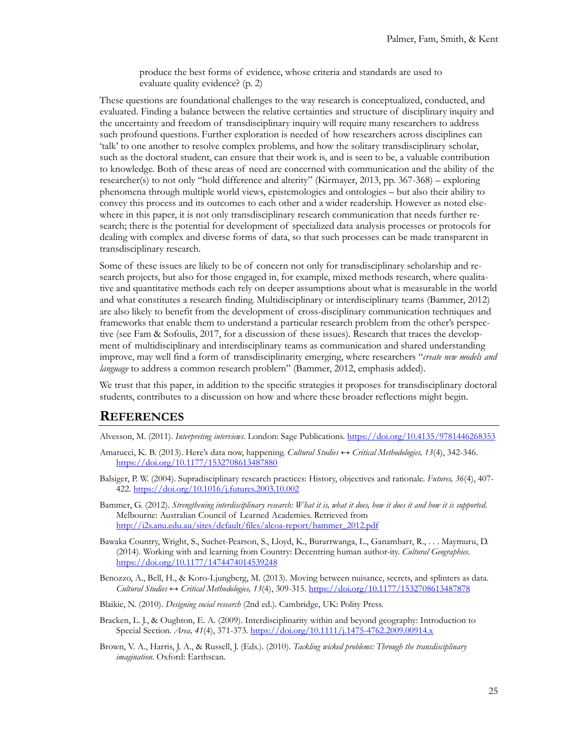produce the best forms of evidence, whose criteria and standards are used to evaluate quality evidence? (p. 2)

These questions are foundational challenges to the way research is conceptualized, conducted, and evaluated. Finding a balance between the relative certainties and structure of disciplinary inquiry and the uncertainty and freedom of transdisciplinary inquiry will require many researchers to address such profound questions. Further exploration is needed of how researchers across disciplines can 'talk' to one another to resolve complex problems, and how the solitary transdisciplinary scholar, such as the doctoral student, can ensure that their work is, and is seen to be, a valuable contribution to knowledge. Both of these areas of need are concerned with communication and the ability of the researcher(s) to not only "hold difference and alterity" (Kirmayer, 2013, pp. 367-368) – exploring phenomena through multiple world views, epistemologies and ontologies – but also their ability to convey this process and its outcomes to each other and a wider readership. However as noted elsewhere in this paper, it is not only transdisciplinary research communication that needs further research; there is the potential for development of specialized data analysis processes or protocols for dealing with complex and diverse forms of data, so that such processes can be made transparent in transdisciplinary research.

Some of these issues are likely to be of concern not only for transdisciplinary scholarship and research projects, but also for those engaged in, for example, mixed methods research, where qualitative and quantitative methods each rely on deeper assumptions about what is measurable in the world and what constitutes a research finding. Multidisciplinary or interdisciplinary teams (Bammer, 2012) are also likely to benefit from the development of cross-disciplinary communication techniques and frameworks that enable them to understand a particular research problem from the other's perspective (see Fam & Sofoulis, 2017, for a discussion of these issues). Research that traces the development of multidisciplinary and interdisciplinary teams as communication and shared understanding improve, may well find a form of transdisciplinarity emerging, where researchers "*create new models and language* to address a common research problem" (Bammer, 2012, emphasis added).

We trust that this paper, in addition to the specific strategies it proposes for transdisciplinary doctoral students, contributes to a discussion on how and where these broader reflections might begin.

## REFERENCES

Alvesson, M. (2011). *Interpreting interviews*. London: Sage Publications. https://doi.org/10.4135/9781446268353

Amatucci, K. B. (2013). Here's data now, happening. *Cultural Studies ↔ Critical Methodologies, 13*(4), 342-346. https://doi.org/10.1177/1532708613487880

Balsiger, P. W. (2004). Supradisciplinary research practices: History, objectives and rationale. *Futures, 36*(4), 407-422. https://doi.org/10.1016/j.futures.2003.10.002

Bammer, G. (2012). *Strengthening interdisciplinary research: What it is, what it does, how it does it and how it is supported*. Melbourne: Australian Council of Learned Academies. Retrieved from http://i2s.anu.edu.au/sites/default/files/alcoa-report/bammer_2012.pdf

Bawaka Country, Wright, S., Suchet-Pearson, S., Lloyd, K., Burarrwanga, L., Ganambarr, R., . . . Maymuru, D. (2014). Working with and learning from Country: Decentring human author-ity. *Cultural Geographies*. https://doi.org/10.1177/1474474014539248

Benozzo, A., Bell, H., & Koro-Ljungberg, M. (2013). Moving between nuisance, secrets, and splinters as data. *Cultural Studies ↔ Critical Methodologies, 13*(4), 309-315. https://doi.org/10.1177/1532708613487878

Blaikie, N. (2010). *Designing social research* (2nd ed.). Cambridge, UK: Polity Press.

Bracken, L. J., & Oughton, E. A. (2009). Interdisciplinarity within and beyond geography: Introduction to Special Section. *Area, 41*(4), 371-373. https://doi.org/10.1111/j.1475-4762.2009.00914.x

Brown, V. A., Harris, J. A., & Russell, J. (Eds.). (2010). *Tackling wicked problems: Through the transdisciplinary imagination*. Oxford: Earthscan.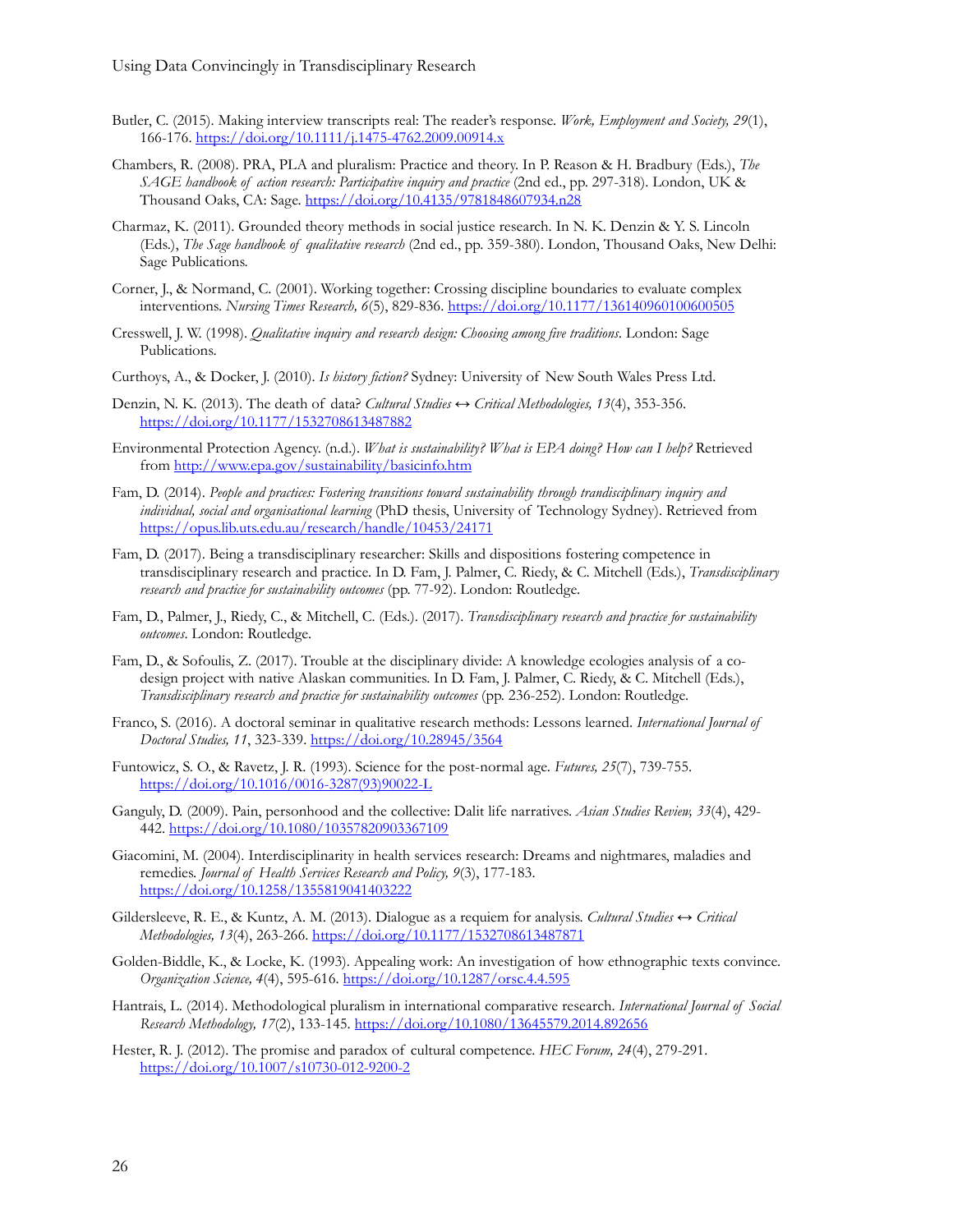Butler, C. (2015). Making interview transcripts real: The reader's response. *Work, Employment and Society, 29*(1), 166-176. https://doi.org/10.1111/j.1475-4762.2009.00914.x

Chambers, R. (2008). PRA, PLA and pluralism: Practice and theory. In P. Reason & H. Bradbury (Eds.), *The SAGE handbook of action research: Participative inquiry and practice* (2nd ed., pp. 297-318). London, UK & Thousand Oaks, CA: Sage. https://doi.org/10.4135/9781848607934.n28

Charmaz, K. (2011). Grounded theory methods in social justice research. In N. K. Denzin & Y. S. Lincoln (Eds.), *The Sage handbook of qualitative research* (2nd ed., pp. 359-380). London, Thousand Oaks, New Delhi: Sage Publications.

Corner, J., & Normand, C. (2001). Working together: Crossing discipline boundaries to evaluate complex interventions. *Nursing Times Research, 6*(5), 829-836. https://doi.org/10.1177/136140960100600505

Cresswell, J. W. (1998). *Qualitative inquiry and research design: Choosing among five traditions*. London: Sage Publications.

Curthoys, A., & Docker, J. (2010). *Is history fiction?* Sydney: University of New South Wales Press Ltd.

Denzin, N. K. (2013). The death of data? *Cultural Studies ↔ Critical Methodologies, 13*(4), 353-356. https://doi.org/10.1177/1532708613487882

Environmental Protection Agency. (n.d.). *What is sustainability? What is EPA doing? How can I help?* Retrieved from http://www.epa.gov/sustainability/basicinfo.htm

Fam, D. (2014). *People and practices: Fostering transitions toward sustainability through trandisciplinary inquiry and individual, social and organisational learning* (PhD thesis, University of Technology Sydney). Retrieved from https://opus.lib.uts.edu.au/research/handle/10453/24171

Fam, D. (2017). Being a transdisciplinary researcher: Skills and dispositions fostering competence in transdisciplinary research and practice. In D. Fam, J. Palmer, C. Riedy, & C. Mitchell (Eds.), *Transdisciplinary research and practice for sustainability outcomes* (pp. 77-92). London: Routledge.

Fam, D., Palmer, J., Riedy, C., & Mitchell, C. (Eds.). (2017). *Transdisciplinary research and practice for sustainability outcomes*. London: Routledge.

Fam, D., & Sofoulis, Z. (2017). Trouble at the disciplinary divide: A knowledge ecologies analysis of a co-design project with native Alaskan communities. In D. Fam, J. Palmer, C. Riedy, & C. Mitchell (Eds.), *Transdisciplinary research and practice for sustainability outcomes* (pp. 236-252). London: Routledge.

Franco, S. (2016). A doctoral seminar in qualitative research methods: Lessons learned. *International Journal of Doctoral Studies, 11*, 323-339. https://doi.org/10.28945/3564

Funtowicz, S. O., & Ravetz, J. R. (1993). Science for the post-normal age. *Futures, 25*(7), 739-755. https://doi.org/10.1016/0016-3287(93)90022-L

Ganguly, D. (2009). Pain, personhood and the collective: Dalit life narratives. *Asian Studies Review, 33*(4), 429-442. https://doi.org/10.1080/10357820903367109

Giacomini, M. (2004). Interdisciplinarity in health services research: Dreams and nightmares, maladies and remedies. *Journal of Health Services Research and Policy, 9*(3), 177-183. https://doi.org/10.1258/1355819041403222

Gildersleeve, R. E., & Kuntz, A. M. (2013). Dialogue as a requiem for analysis. *Cultural Studies ↔ Critical Methodologies, 13*(4), 263-266. https://doi.org/10.1177/1532708613487871

Golden-Biddle, K., & Locke, K. (1993). Appealing work: An investigation of how ethnographic texts convince. *Organization Science, 4*(4), 595-616. https://doi.org/10.1287/orsc.4.4.595

Hantrais, L. (2014). Methodological pluralism in international comparative research. *International Journal of Social Research Methodology, 17*(2), 133-145. https://doi.org/10.1080/13645579.2014.892656

Hester, R. J. (2012). The promise and paradox of cultural competence. *HEC Forum, 24*(4), 279-291. https://doi.org/10.1007/s10730-012-9200-2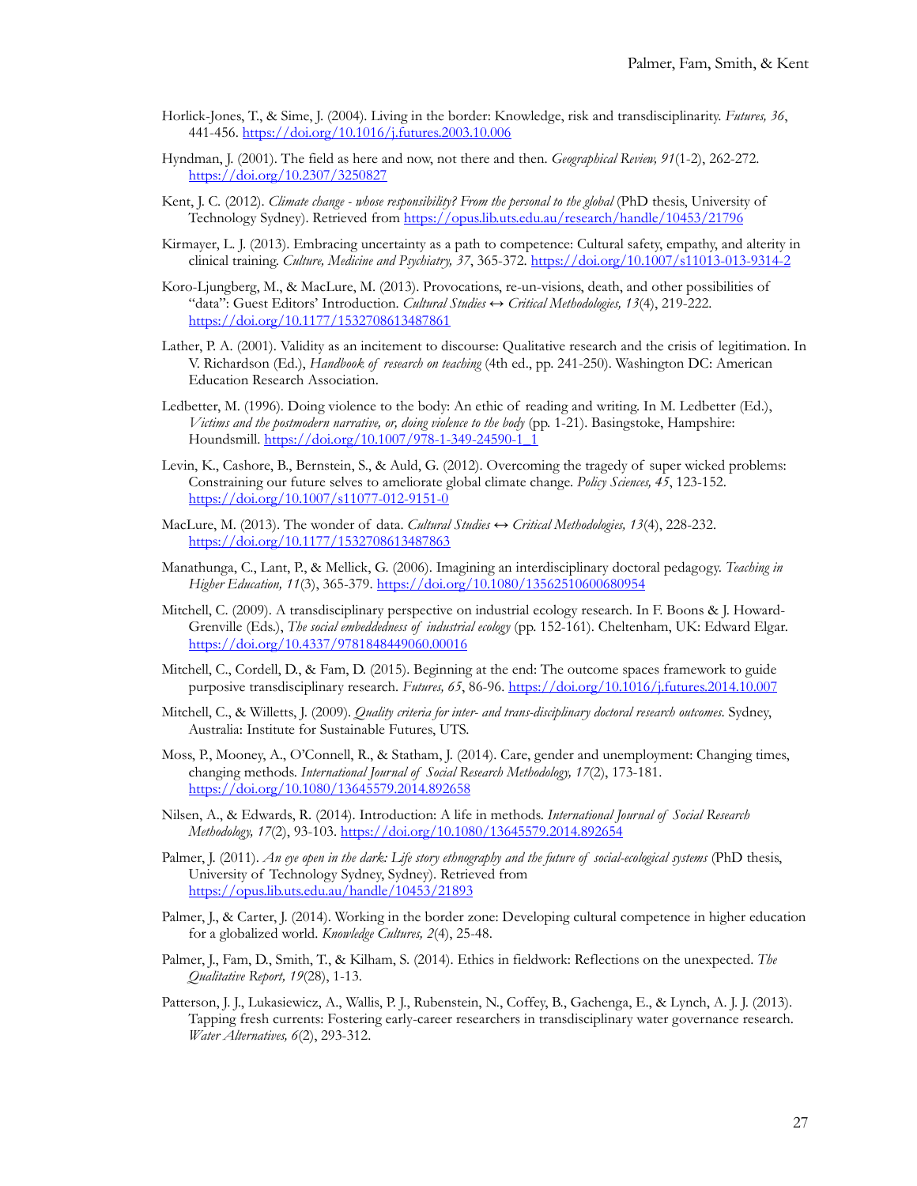Horlick-Jones, T., & Sime, J. (2004). Living in the border: Knowledge, risk and transdisciplinarity. *Futures, 36*, 441-456. https://doi.org/10.1016/j.futures.2003.10.006

Hyndman, J. (2001). The field as here and now, not there and then. *Geographical Review, 91*(1-2), 262-272. https://doi.org/10.2307/3250827

Kent, J. C. (2012). *Climate change - whose responsibility? From the personal to the global* (PhD thesis, University of Technology Sydney). Retrieved from https://opus.lib.uts.edu.au/research/handle/10453/21796

Kirmayer, L. J. (2013). Embracing uncertainty as a path to competence: Cultural safety, empathy, and alterity in clinical training. *Culture, Medicine and Psychiatry, 37*, 365-372. https://doi.org/10.1007/s11013-013-9314-2

Koro-Ljungberg, M., & MacLure, M. (2013). Provocations, re-un-visions, death, and other possibilities of "data": Guest Editors' Introduction. *Cultural Studies ↔ Critical Methodologies, 13*(4), 219-222. https://doi.org/10.1177/1532708613487861

Lather, P. A. (2001). Validity as an incitement to discourse: Qualitative research and the crisis of legitimation. In V. Richardson (Ed.), *Handbook of research on teaching* (4th ed., pp. 241-250). Washington DC: American Education Research Association.

Ledbetter, M. (1996). Doing violence to the body: An ethic of reading and writing. In M. Ledbetter (Ed.), *Victims and the postmodern narrative, or, doing violence to the body* (pp. 1-21). Basingstoke, Hampshire: Houndsmill. https://doi.org/10.1007/978-1-349-24590-1_1

Levin, K., Cashore, B., Bernstein, S., & Auld, G. (2012). Overcoming the tragedy of super wicked problems: Constraining our future selves to ameliorate global climate change. *Policy Sciences, 45*, 123-152. https://doi.org/10.1007/s11077-012-9151-0

MacLure, M. (2013). The wonder of data. *Cultural Studies ↔ Critical Methodologies, 13*(4), 228-232. https://doi.org/10.1177/1532708613487863

Manathunga, C., Lant, P., & Mellick, G. (2006). Imagining an interdisciplinary doctoral pedagogy. *Teaching in Higher Education, 11*(3), 365-379. https://doi.org/10.1080/13562510600680954

Mitchell, C. (2009). A transdisciplinary perspective on industrial ecology research. In F. Boons & J. Howard-Grenville (Eds.), *The social embeddedness of industrial ecology* (pp. 152-161). Cheltenham, UK: Edward Elgar. https://doi.org/10.4337/9781848449060.00016

Mitchell, C., Cordell, D., & Fam, D. (2015). Beginning at the end: The outcome spaces framework to guide purposive transdisciplinary research. *Futures, 65*, 86-96. https://doi.org/10.1016/j.futures.2014.10.007

Mitchell, C., & Willetts, J. (2009). *Quality criteria for inter- and trans-disciplinary doctoral research outcomes*. Sydney, Australia: Institute for Sustainable Futures, UTS.

Moss, P., Mooney, A., O'Connell, R., & Statham, J. (2014). Care, gender and unemployment: Changing times, changing methods. *International Journal of Social Research Methodology, 17*(2), 173-181. https://doi.org/10.1080/13645579.2014.892658

Nilsen, A., & Edwards, R. (2014). Introduction: A life in methods. *International Journal of Social Research Methodology, 17*(2), 93-103. https://doi.org/10.1080/13645579.2014.892654

Palmer, J. (2011). *An eye open in the dark: Life story ethnography and the future of social-ecological systems* (PhD thesis, University of Technology Sydney, Sydney). Retrieved from https://opus.lib.uts.edu.au/handle/10453/21893

Palmer, J., & Carter, J. (2014). Working in the border zone: Developing cultural competence in higher education for a globalized world. *Knowledge Cultures, 2*(4), 25-48.

Palmer, J., Fam, D., Smith, T., & Kilham, S. (2014). Ethics in fieldwork: Reflections on the unexpected. *The Qualitative Report, 19*(28), 1-13.

Patterson, J. J., Lukasiewicz, A., Wallis, P. J., Rubenstein, N., Coffey, B., Gachenga, E., & Lynch, A. J. J. (2013). Tapping fresh currents: Fostering early-career researchers in transdisciplinary water governance research. *Water Alternatives, 6*(2), 293-312.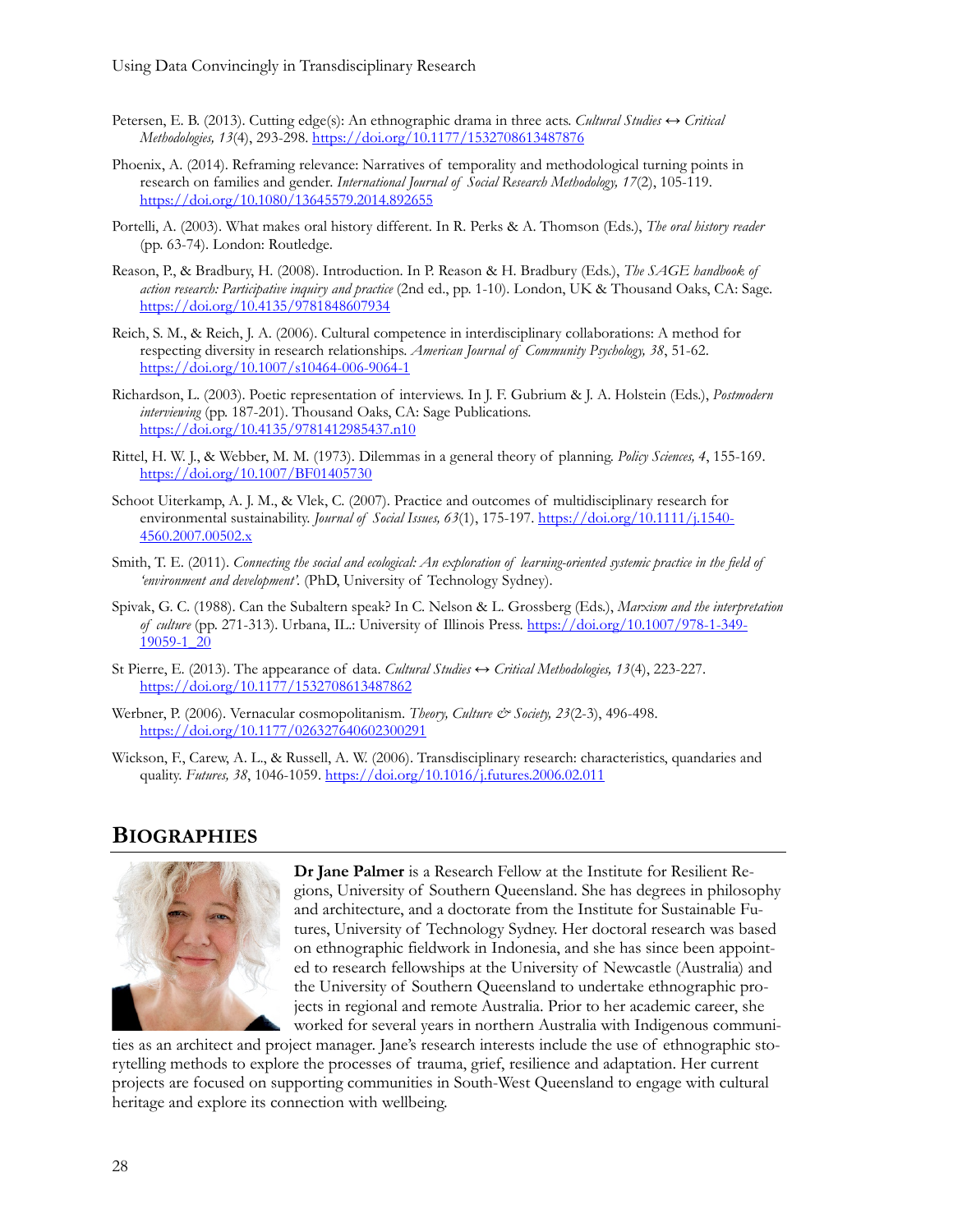Petersen, E. B. (2013). Cutting edge(s): An ethnographic drama in three acts. *Cultural Studies ↔ Critical Methodologies, 13*(4), 293-298. https://doi.org/10.1177/1532708613487876

Phoenix, A. (2014). Reframing relevance: Narratives of temporality and methodological turning points in research on families and gender. *International Journal of Social Research Methodology, 17*(2), 105-119. https://doi.org/10.1080/13645579.2014.892655

Portelli, A. (2003). What makes oral history different. In R. Perks & A. Thomson (Eds.), *The oral history reader* (pp. 63-74). London: Routledge.

Reason, P., & Bradbury, H. (2008). Introduction. In P. Reason & H. Bradbury (Eds.), *The SAGE handbook of action research: Participative inquiry and practice* (2nd ed., pp. 1-10). London, UK & Thousand Oaks, CA: Sage. https://doi.org/10.4135/9781848607934

Reich, S. M., & Reich, J. A. (2006). Cultural competence in interdisciplinary collaborations: A method for respecting diversity in research relationships. *American Journal of Community Psychology, 38*, 51-62. https://doi.org/10.1007/s10464-006-9064-1

Richardson, L. (2003). Poetic representation of interviews. In J. F. Gubrium & J. A. Holstein (Eds.), *Postmodern interviewing* (pp. 187-201). Thousand Oaks, CA: Sage Publications. https://doi.org/10.4135/9781412985437.n10

Rittel, H. W. J., & Webber, M. M. (1973). Dilemmas in a general theory of planning. *Policy Sciences, 4*, 155-169. https://doi.org/10.1007/BF01405730

Schoot Uiterkamp, A. J. M., & Vlek, C. (2007). Practice and outcomes of multidisciplinary research for environmental sustainability. *Journal of Social Issues, 63*(1), 175-197. https://doi.org/10.1111/j.1540-4560.2007.00502.x

Smith, T. E. (2011). *Connecting the social and ecological: An exploration of learning-oriented systemic practice in the field of 'environment and development'.* (PhD, University of Technology Sydney).

Spivak, G. C. (1988). Can the Subaltern speak? In C. Nelson & L. Grossberg (Eds.), *Marxism and the interpretation of culture* (pp. 271-313). Urbana, IL.: University of Illinois Press. https://doi.org/10.1007/978-1-349-19059-1_20

St Pierre, E. (2013). The appearance of data. *Cultural Studies ↔ Critical Methodologies, 13*(4), 223-227. https://doi.org/10.1177/1532708613487862

Werbner, P. (2006). Vernacular cosmopolitanism. *Theory, Culture & Society, 23*(2-3), 496-498. https://doi.org/10.1177/026327640602300291

Wickson, F., Carew, A. L., & Russell, A. W. (2006). Transdisciplinary research: characteristics, quandaries and quality. *Futures, 38*, 1046-1059. https://doi.org/10.1016/j.futures.2006.02.011

## BIOGRAPHIES

**Dr Jane Palmer** is a Research Fellow at the Institute for Resilient Regions, University of Southern Queensland. She has degrees in philosophy and architecture, and a doctorate from the Institute for Sustainable Futures, University of Technology Sydney. Her doctoral research was based on ethnographic fieldwork in Indonesia, and she has since been appointed to research fellowships at the University of Newcastle (Australia) and the University of Southern Queensland to undertake ethnographic projects in regional and remote Australia. Prior to her academic career, she worked for several years in northern Australia with Indigenous communities as an architect and project manager. Jane's research interests include the use of ethnographic storytelling methods to explore the processes of trauma, grief, resilience and adaptation. Her current projects are focused on supporting communities in South-West Queensland to engage with cultural heritage and explore its connection with wellbeing.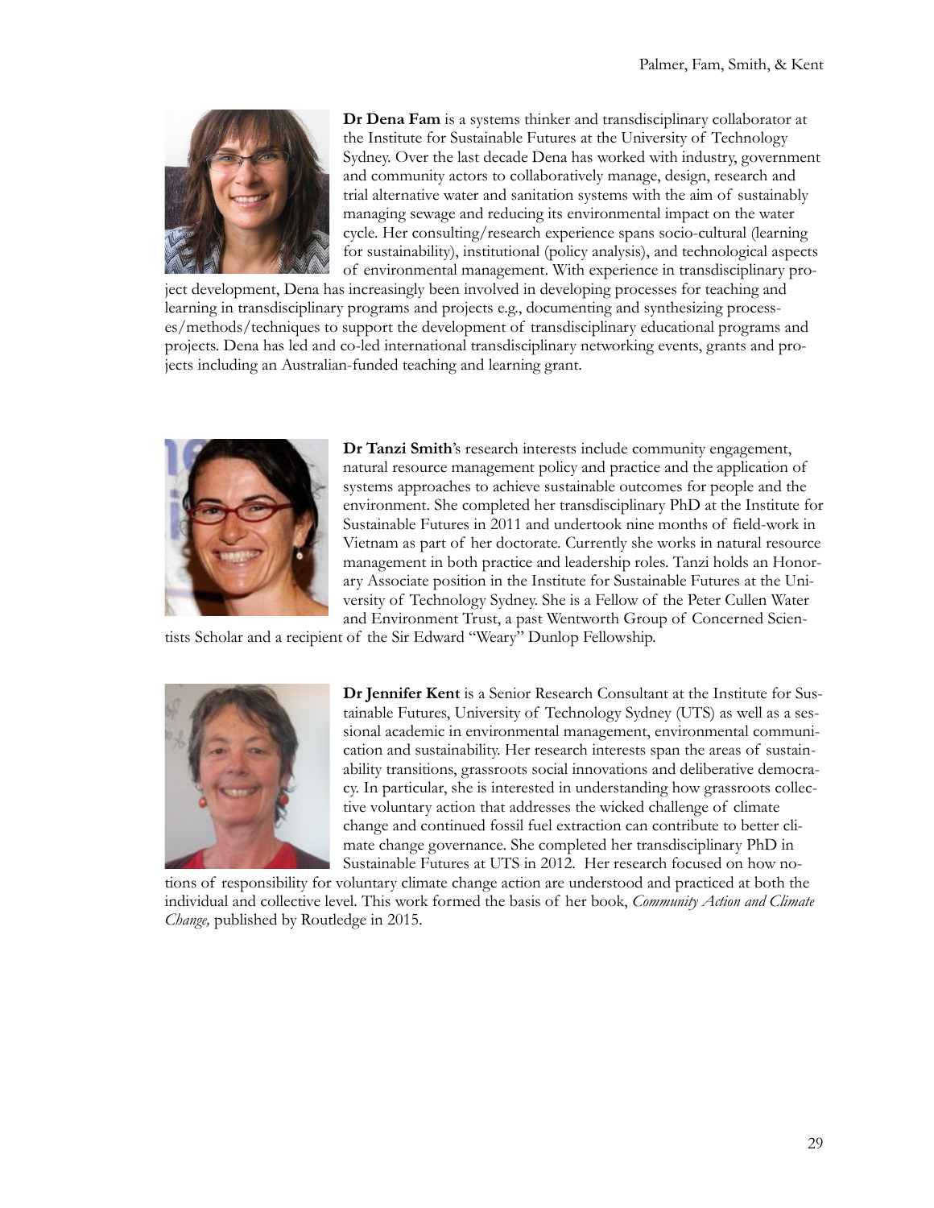**Dr Dena Fam** is a systems thinker and transdisciplinary collaborator at the Institute for Sustainable Futures at the University of Technology Sydney. Over the last decade Dena has worked with industry, government and community actors to collaboratively manage, design, research and trial alternative water and sanitation systems with the aim of sustainably managing sewage and reducing its environmental impact on the water cycle. Her consulting/research experience spans socio-cultural (learning for sustainability), institutional (policy analysis), and technological aspects of environmental management. With experience in transdisciplinary project development, Dena has increasingly been involved in developing processes for teaching and learning in transdisciplinary programs and projects e.g., documenting and synthesizing processes/methods/techniques to support the development of transdisciplinary educational programs and projects. Dena has led and co-led international transdisciplinary networking events, grants and projects including an Australian-funded teaching and learning grant.

**Dr Tanzi Smith**'s research interests include community engagement, natural resource management policy and practice and the application of systems approaches to achieve sustainable outcomes for people and the environment. She completed her transdisciplinary PhD at the Institute for Sustainable Futures in 2011 and undertook nine months of field-work in Vietnam as part of her doctorate. Currently she works in natural resource management in both practice and leadership roles. Tanzi holds an Honorary Associate position in the Institute for Sustainable Futures at the University of Technology Sydney. She is a Fellow of the Peter Cullen Water and Environment Trust, a past Wentworth Group of Concerned Scientists Scholar and a recipient of the Sir Edward "Weary" Dunlop Fellowship.

**Dr Jennifer Kent** is a Senior Research Consultant at the Institute for Sustainable Futures, University of Technology Sydney (UTS) as well as a sessional academic in environmental management, environmental communication and sustainability. Her research interests span the areas of sustainability transitions, grassroots social innovations and deliberative democracy. In particular, she is interested in understanding how grassroots collective voluntary action that addresses the wicked challenge of climate change and continued fossil fuel extraction can contribute to better climate change governance. She completed her transdisciplinary PhD in Sustainable Futures at UTS in 2012. Her research focused on how notions of responsibility for voluntary climate change action are understood and practiced at both the individual and collective level. This work formed the basis of her book, *Community Action and Climate Change,* published by Routledge in 2015.